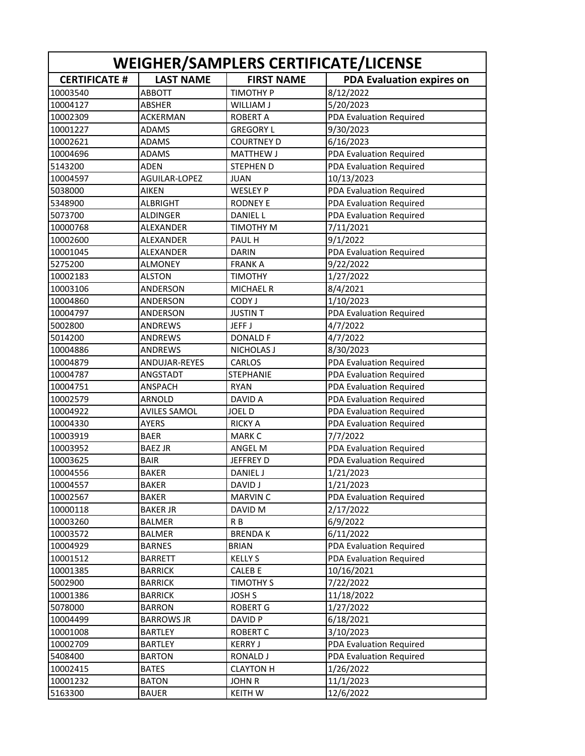# WEIGHER/SAMPLERS CERTIFICATE/LICENSE

| CERTIFICATE # | LAST NAME | FIRST NAME | PDA Evaluation expires on |
|---|---|---|---|
| 10003540 | ABBOTT | TIMOTHY P | 8/12/2022 |
| 10004127 | ABSHER | WILLIAM J | 5/20/2023 |
| 10002309 | ACKERMAN | ROBERT A | PDA Evaluation Required |
| 10001227 | ADAMS | GREGORY L | 9/30/2023 |
| 10002621 | ADAMS | COURTNEY D | 6/16/2023 |
| 10004696 | ADAMS | MATTHEW J | PDA Evaluation Required |
| 5143200 | ADEN | STEPHEN D | PDA Evaluation Required |
| 10004597 | AGUILAR-LOPEZ | JUAN | 10/13/2023 |
| 5038000 | AIKEN | WESLEY P | PDA Evaluation Required |
| 5348900 | ALBRIGHT | RODNEY E | PDA Evaluation Required |
| 5073700 | ALDINGER | DANIEL L | PDA Evaluation Required |
| 10000768 | ALEXANDER | TIMOTHY M | 7/11/2021 |
| 10002600 | ALEXANDER | PAUL H | 9/1/2022 |
| 10001045 | ALEXANDER | DARIN | PDA Evaluation Required |
| 5275200 | ALMONEY | FRANK A | 9/22/2022 |
| 10002183 | ALSTON | TIMOTHY | 1/27/2022 |
| 10003106 | ANDERSON | MICHAEL R | 8/4/2021 |
| 10004860 | ANDERSON | CODY J | 1/10/2023 |
| 10004797 | ANDERSON | JUSTIN T | PDA Evaluation Required |
| 5002800 | ANDREWS | JEFF J | 4/7/2022 |
| 5014200 | ANDREWS | DONALD F | 4/7/2022 |
| 10004886 | ANDREWS | NICHOLAS J | 8/30/2023 |
| 10004879 | ANDUJAR-REYES | CARLOS | PDA Evaluation Required |
| 10004787 | ANGSTADT | STEPHANIE | PDA Evaluation Required |
| 10004751 | ANSPACH | RYAN | PDA Evaluation Required |
| 10002579 | ARNOLD | DAVID A | PDA Evaluation Required |
| 10004922 | AVILES SAMOL | JOEL D | PDA Evaluation Required |
| 10004330 | AYERS | RICKY A | PDA Evaluation Required |
| 10003919 | BAER | MARK C | 7/7/2022 |
| 10003952 | BAEZ JR | ANGEL M | PDA Evaluation Required |
| 10003625 | BAIR | JEFFREY D | PDA Evaluation Required |
| 10004556 | BAKER | DANIEL J | 1/21/2023 |
| 10004557 | BAKER | DAVID J | 1/21/2023 |
| 10002567 | BAKER | MARVIN C | PDA Evaluation Required |
| 10000118 | BAKER JR | DAVID M | 2/17/2022 |
| 10003260 | BALMER | R B | 6/9/2022 |
| 10003572 | BALMER | BRENDA K | 6/11/2022 |
| 10004929 | BARNES | BRIAN | PDA Evaluation Required |
| 10001512 | BARRETT | KELLY S | PDA Evaluation Required |
| 10001385 | BARRICK | CALEB E | 10/16/2021 |
| 5002900 | BARRICK | TIMOTHY S | 7/22/2022 |
| 10001386 | BARRICK | JOSH S | 11/18/2022 |
| 5078000 | BARRON | ROBERT G | 1/27/2022 |
| 10004499 | BARROWS JR | DAVID P | 6/18/2021 |
| 10001008 | BARTLEY | ROBERT C | 3/10/2023 |
| 10002709 | BARTLEY | KERRY J | PDA Evaluation Required |
| 5408400 | BARTON | RONALD J | PDA Evaluation Required |
| 10002415 | BATES | CLAYTON H | 1/26/2022 |
| 10001232 | BATON | JOHN R | 11/1/2023 |
| 5163300 | BAUER | KEITH W | 12/6/2022 |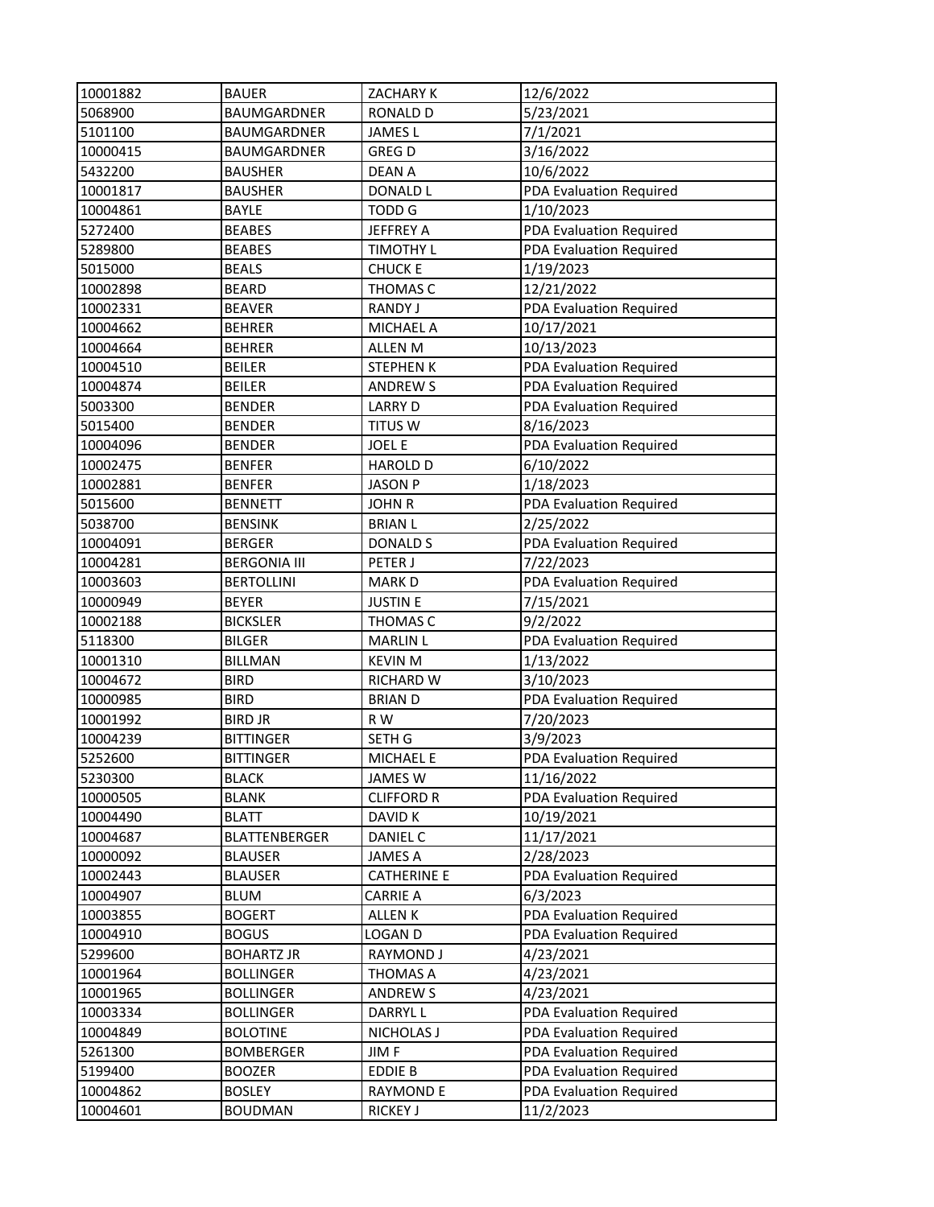| | | | |
|---|---|---|---|
| 10001882 | BAUER | ZACHARY K | 12/6/2022 |
| 5068900 | BAUMGARDNER | RONALD D | 5/23/2021 |
| 5101100 | BAUMGARDNER | JAMES L | 7/1/2021 |
| 10000415 | BAUMGARDNER | GREG D | 3/16/2022 |
| 5432200 | BAUSHER | DEAN A | 10/6/2022 |
| 10001817 | BAUSHER | DONALD L | PDA Evaluation Required |
| 10004861 | BAYLE | TODD G | 1/10/2023 |
| 5272400 | BEABES | JEFFREY A | PDA Evaluation Required |
| 5289800 | BEABES | TIMOTHY L | PDA Evaluation Required |
| 5015000 | BEALS | CHUCK E | 1/19/2023 |
| 10002898 | BEARD | THOMAS C | 12/21/2022 |
| 10002331 | BEAVER | RANDY J | PDA Evaluation Required |
| 10004662 | BEHRER | MICHAEL A | 10/17/2021 |
| 10004664 | BEHRER | ALLEN M | 10/13/2023 |
| 10004510 | BEILER | STEPHEN K | PDA Evaluation Required |
| 10004874 | BEILER | ANDREW S | PDA Evaluation Required |
| 5003300 | BENDER | LARRY D | PDA Evaluation Required |
| 5015400 | BENDER | TITUS W | 8/16/2023 |
| 10004096 | BENDER | JOEL E | PDA Evaluation Required |
| 10002475 | BENFER | HAROLD D | 6/10/2022 |
| 10002881 | BENFER | JASON P | 1/18/2023 |
| 5015600 | BENNETT | JOHN R | PDA Evaluation Required |
| 5038700 | BENSINK | BRIAN L | 2/25/2022 |
| 10004091 | BERGER | DONALD S | PDA Evaluation Required |
| 10004281 | BERGONIA III | PETER J | 7/22/2023 |
| 10003603 | BERTOLLINI | MARK D | PDA Evaluation Required |
| 10000949 | BEYER | JUSTIN E | 7/15/2021 |
| 10002188 | BICKSLER | THOMAS C | 9/2/2022 |
| 5118300 | BILGER | MARLIN L | PDA Evaluation Required |
| 10001310 | BILLMAN | KEVIN M | 1/13/2022 |
| 10004672 | BIRD | RICHARD W | 3/10/2023 |
| 10000985 | BIRD | BRIAN D | PDA Evaluation Required |
| 10001992 | BIRD JR | R W | 7/20/2023 |
| 10004239 | BITTINGER | SETH G | 3/9/2023 |
| 5252600 | BITTINGER | MICHAEL E | PDA Evaluation Required |
| 5230300 | BLACK | JAMES W | 11/16/2022 |
| 10000505 | BLANK | CLIFFORD R | PDA Evaluation Required |
| 10004490 | BLATT | DAVID K | 10/19/2021 |
| 10004687 | BLATTENBERGER | DANIEL C | 11/17/2021 |
| 10000092 | BLAUSER | JAMES A | 2/28/2023 |
| 10002443 | BLAUSER | CATHERINE E | PDA Evaluation Required |
| 10004907 | BLUM | CARRIE A | 6/3/2023 |
| 10003855 | BOGERT | ALLEN K | PDA Evaluation Required |
| 10004910 | BOGUS | LOGAN D | PDA Evaluation Required |
| 5299600 | BOHARTZ JR | RAYMOND J | 4/23/2021 |
| 10001964 | BOLLINGER | THOMAS A | 4/23/2021 |
| 10001965 | BOLLINGER | ANDREW S | 4/23/2021 |
| 10003334 | BOLLINGER | DARRYL L | PDA Evaluation Required |
| 10004849 | BOLOTINE | NICHOLAS J | PDA Evaluation Required |
| 5261300 | BOMBERGER | JIM F | PDA Evaluation Required |
| 5199400 | BOOZER | EDDIE B | PDA Evaluation Required |
| 10004862 | BOSLEY | RAYMOND E | PDA Evaluation Required |
| 10004601 | BOUDMAN | RICKEY J | 11/2/2023 |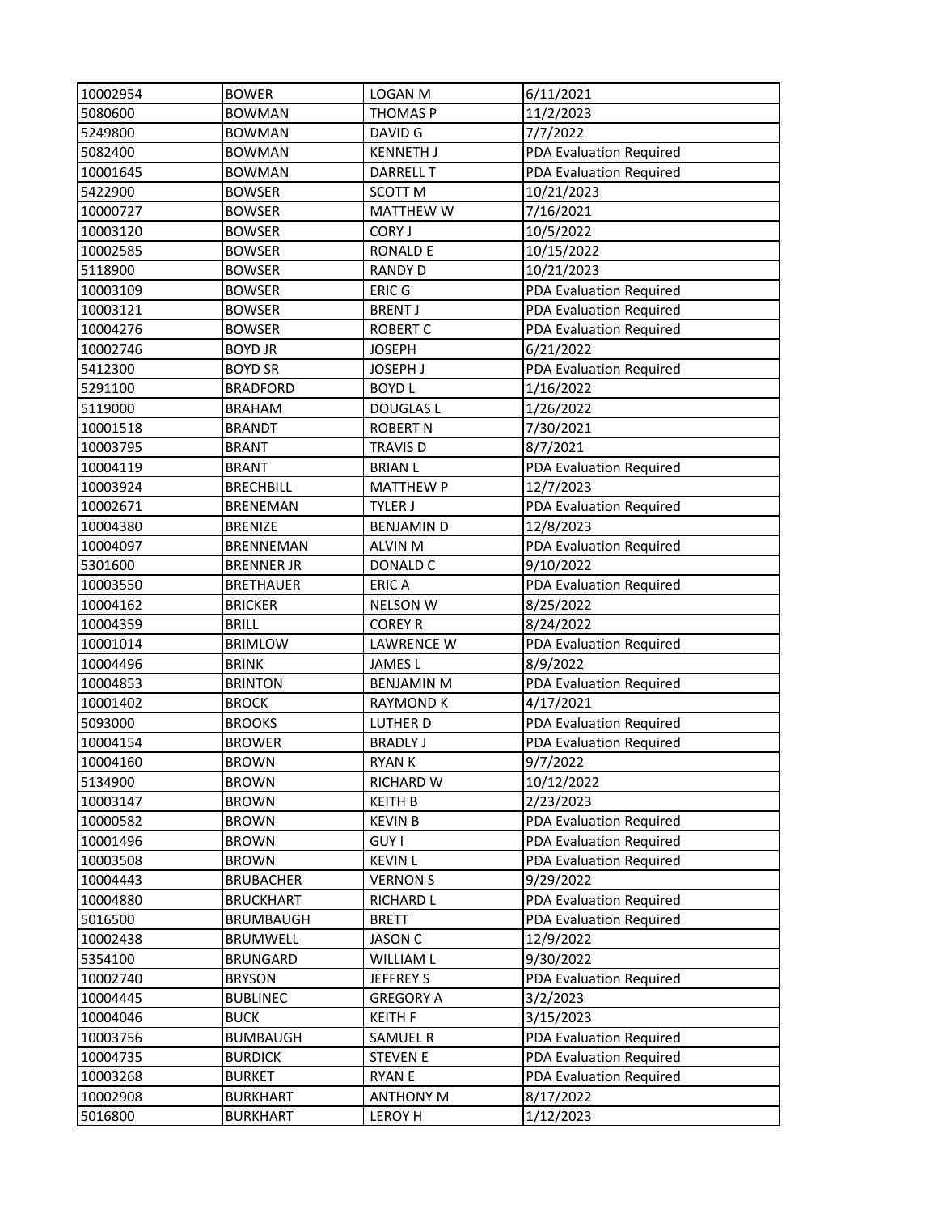| 10002954 | BOWER | LOGAN M | 6/11/2021 |
|---|---|---|---|
| 5080600 | BOWMAN | THOMAS P | 11/2/2023 |
| 5249800 | BOWMAN | DAVID G | 7/7/2022 |
| 5082400 | BOWMAN | KENNETH J | PDA Evaluation Required |
| 10001645 | BOWMAN | DARRELL T | PDA Evaluation Required |
| 5422900 | BOWSER | SCOTT M | 10/21/2023 |
| 10000727 | BOWSER | MATTHEW W | 7/16/2021 |
| 10003120 | BOWSER | CORY J | 10/5/2022 |
| 10002585 | BOWSER | RONALD E | 10/15/2022 |
| 5118900 | BOWSER | RANDY D | 10/21/2023 |
| 10003109 | BOWSER | ERIC G | PDA Evaluation Required |
| 10003121 | BOWSER | BRENT J | PDA Evaluation Required |
| 10004276 | BOWSER | ROBERT C | PDA Evaluation Required |
| 10002746 | BOYD JR | JOSEPH | 6/21/2022 |
| 5412300 | BOYD SR | JOSEPH J | PDA Evaluation Required |
| 5291100 | BRADFORD | BOYD L | 1/16/2022 |
| 5119000 | BRAHAM | DOUGLAS L | 1/26/2022 |
| 10001518 | BRANDT | ROBERT N | 7/30/2021 |
| 10003795 | BRANT | TRAVIS D | 8/7/2021 |
| 10004119 | BRANT | BRIAN L | PDA Evaluation Required |
| 10003924 | BRECHBILL | MATTHEW P | 12/7/2023 |
| 10002671 | BRENEMAN | TYLER J | PDA Evaluation Required |
| 10004380 | BRENIZE | BENJAMIN D | 12/8/2023 |
| 10004097 | BRENNEMAN | ALVIN M | PDA Evaluation Required |
| 5301600 | BRENNER JR | DONALD C | 9/10/2022 |
| 10003550 | BRETHAUER | ERIC A | PDA Evaluation Required |
| 10004162 | BRICKER | NELSON W | 8/25/2022 |
| 10004359 | BRILL | COREY R | 8/24/2022 |
| 10001014 | BRIMLOW | LAWRENCE W | PDA Evaluation Required |
| 10004496 | BRINK | JAMES L | 8/9/2022 |
| 10004853 | BRINTON | BENJAMIN M | PDA Evaluation Required |
| 10001402 | BROCK | RAYMOND K | 4/17/2021 |
| 5093000 | BROOKS | LUTHER D | PDA Evaluation Required |
| 10004154 | BROWER | BRADLY J | PDA Evaluation Required |
| 10004160 | BROWN | RYAN K | 9/7/2022 |
| 5134900 | BROWN | RICHARD W | 10/12/2022 |
| 10003147 | BROWN | KEITH B | 2/23/2023 |
| 10000582 | BROWN | KEVIN B | PDA Evaluation Required |
| 10001496 | BROWN | GUY I | PDA Evaluation Required |
| 10003508 | BROWN | KEVIN L | PDA Evaluation Required |
| 10004443 | BRUBACHER | VERNON S | 9/29/2022 |
| 10004880 | BRUCKHART | RICHARD L | PDA Evaluation Required |
| 5016500 | BRUMBAUGH | BRETT | PDA Evaluation Required |
| 10002438 | BRUMWELL | JASON C | 12/9/2022 |
| 5354100 | BRUNGARD | WILLIAM L | 9/30/2022 |
| 10002740 | BRYSON | JEFFREY S | PDA Evaluation Required |
| 10004445 | BUBLINEC | GREGORY A | 3/2/2023 |
| 10004046 | BUCK | KEITH F | 3/15/2023 |
| 10003756 | BUMBAUGH | SAMUEL R | PDA Evaluation Required |
| 10004735 | BURDICK | STEVEN E | PDA Evaluation Required |
| 10003268 | BURKET | RYAN E | PDA Evaluation Required |
| 10002908 | BURKHART | ANTHONY M | 8/17/2022 |
| 5016800 | BURKHART | LEROY H | 1/12/2023 |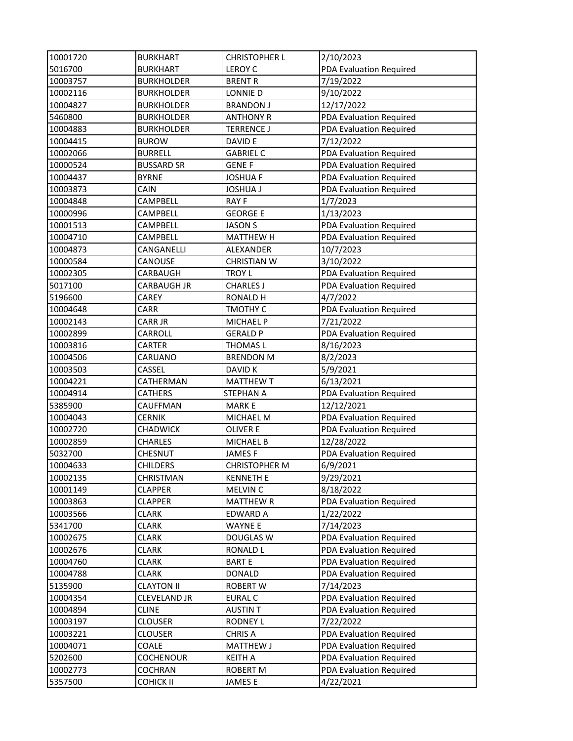| 10001720 | BURKHART | CHRISTOPHER L | 2/10/2023 |
|---|---|---|---|
| 5016700 | BURKHART | LEROY C | PDA Evaluation Required |
| 10003757 | BURKHOLDER | BRENT R | 7/19/2022 |
| 10002116 | BURKHOLDER | LONNIE D | 9/10/2022 |
| 10004827 | BURKHOLDER | BRANDON J | 12/17/2022 |
| 5460800 | BURKHOLDER | ANTHONY R | PDA Evaluation Required |
| 10004883 | BURKHOLDER | TERRENCE J | PDA Evaluation Required |
| 10004415 | BUROW | DAVID E | 7/12/2022 |
| 10002066 | BURRELL | GABRIEL C | PDA Evaluation Required |
| 10000524 | BUSSARD SR | GENE F | PDA Evaluation Required |
| 10004437 | BYRNE | JOSHUA F | PDA Evaluation Required |
| 10003873 | CAIN | JOSHUA J | PDA Evaluation Required |
| 10004848 | CAMPBELL | RAY F | 1/7/2023 |
| 10000996 | CAMPBELL | GEORGE E | 1/13/2023 |
| 10001513 | CAMPBELL | JASON S | PDA Evaluation Required |
| 10004710 | CAMPBELL | MATTHEW H | PDA Evaluation Required |
| 10004873 | CANGANELLI | ALEXANDER | 10/7/2023 |
| 10000584 | CANOUSE | CHRISTIAN W | 3/10/2022 |
| 10002305 | CARBAUGH | TROY L | PDA Evaluation Required |
| 5017100 | CARBAUGH JR | CHARLES J | PDA Evaluation Required |
| 5196600 | CAREY | RONALD H | 4/7/2022 |
| 10004648 | CARR | TMOTHY C | PDA Evaluation Required |
| 10002143 | CARR JR | MICHAEL P | 7/21/2022 |
| 10002899 | CARROLL | GERALD P | PDA Evaluation Required |
| 10003816 | CARTER | THOMAS L | 8/16/2023 |
| 10004506 | CARUANO | BRENDON M | 8/2/2023 |
| 10003503 | CASSEL | DAVID K | 5/9/2021 |
| 10004221 | CATHERMAN | MATTHEW T | 6/13/2021 |
| 10004914 | CATHERS | STEPHAN A | PDA Evaluation Required |
| 5385900 | CAUFFMAN | MARK E | 12/12/2021 |
| 10004043 | CERNIK | MICHAEL M | PDA Evaluation Required |
| 10002720 | CHADWICK | OLIVER E | PDA Evaluation Required |
| 10002859 | CHARLES | MICHAEL B | 12/28/2022 |
| 5032700 | CHESNUT | JAMES F | PDA Evaluation Required |
| 10004633 | CHILDERS | CHRISTOPHER M | 6/9/2021 |
| 10002135 | CHRISTMAN | KENNETH E | 9/29/2021 |
| 10001149 | CLAPPER | MELVIN C | 8/18/2022 |
| 10003863 | CLAPPER | MATTHEW R | PDA Evaluation Required |
| 10003566 | CLARK | EDWARD A | 1/22/2022 |
| 5341700 | CLARK | WAYNE E | 7/14/2023 |
| 10002675 | CLARK | DOUGLAS W | PDA Evaluation Required |
| 10002676 | CLARK | RONALD L | PDA Evaluation Required |
| 10004760 | CLARK | BART E | PDA Evaluation Required |
| 10004788 | CLARK | DONALD | PDA Evaluation Required |
| 5135900 | CLAYTON II | ROBERT W | 7/14/2023 |
| 10004354 | CLEVELAND JR | EURAL C | PDA Evaluation Required |
| 10004894 | CLINE | AUSTIN T | PDA Evaluation Required |
| 10003197 | CLOUSER | RODNEY L | 7/22/2022 |
| 10003221 | CLOUSER | CHRIS A | PDA Evaluation Required |
| 10004071 | COALE | MATTHEW J | PDA Evaluation Required |
| 5202600 | COCHENOUR | KEITH A | PDA Evaluation Required |
| 10002773 | COCHRAN | ROBERT M | PDA Evaluation Required |
| 5357500 | COHICK II | JAMES E | 4/22/2021 |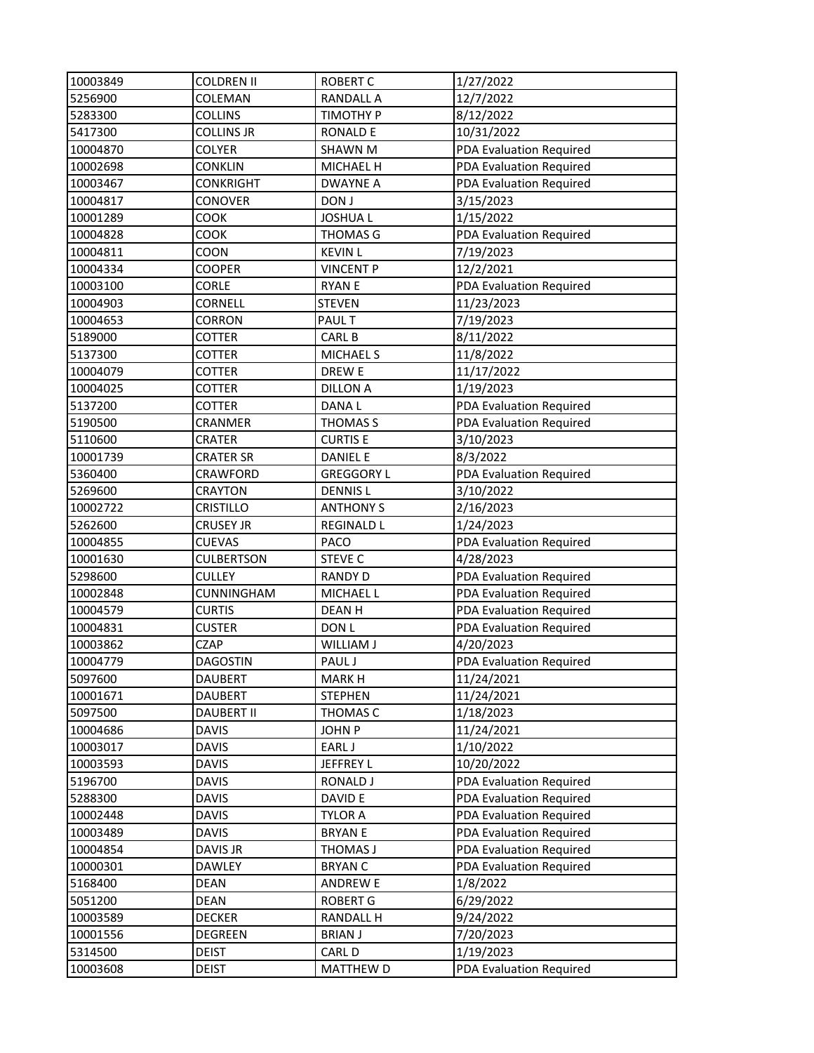| | | | |
|---|---|---|---|
| 10003849 | COLDREN II | ROBERT C | 1/27/2022 |
| 5256900 | COLEMAN | RANDALL A | 12/7/2022 |
| 5283300 | COLLINS | TIMOTHY P | 8/12/2022 |
| 5417300 | COLLINS JR | RONALD E | 10/31/2022 |
| 10004870 | COLYER | SHAWN M | PDA Evaluation Required |
| 10002698 | CONKLIN | MICHAEL H | PDA Evaluation Required |
| 10003467 | CONKRIGHT | DWAYNE A | PDA Evaluation Required |
| 10004817 | CONOVER | DON J | 3/15/2023 |
| 10001289 | COOK | JOSHUA L | 1/15/2022 |
| 10004828 | COOK | THOMAS G | PDA Evaluation Required |
| 10004811 | COON | KEVIN L | 7/19/2023 |
| 10004334 | COOPER | VINCENT P | 12/2/2021 |
| 10003100 | CORLE | RYAN E | PDA Evaluation Required |
| 10004903 | CORNELL | STEVEN | 11/23/2023 |
| 10004653 | CORRON | PAUL T | 7/19/2023 |
| 5189000 | COTTER | CARL B | 8/11/2022 |
| 5137300 | COTTER | MICHAEL S | 11/8/2022 |
| 10004079 | COTTER | DREW E | 11/17/2022 |
| 10004025 | COTTER | DILLON A | 1/19/2023 |
| 5137200 | COTTER | DANA L | PDA Evaluation Required |
| 5190500 | CRANMER | THOMAS S | PDA Evaluation Required |
| 5110600 | CRATER | CURTIS E | 3/10/2023 |
| 10001739 | CRATER SR | DANIEL E | 8/3/2022 |
| 5360400 | CRAWFORD | GREGGORY L | PDA Evaluation Required |
| 5269600 | CRAYTON | DENNIS L | 3/10/2022 |
| 10002722 | CRISTILLO | ANTHONY S | 2/16/2023 |
| 5262600 | CRUSEY JR | REGINALD L | 1/24/2023 |
| 10004855 | CUEVAS | PACO | PDA Evaluation Required |
| 10001630 | CULBERTSON | STEVE C | 4/28/2023 |
| 5298600 | CULLEY | RANDY D | PDA Evaluation Required |
| 10002848 | CUNNINGHAM | MICHAEL L | PDA Evaluation Required |
| 10004579 | CURTIS | DEAN H | PDA Evaluation Required |
| 10004831 | CUSTER | DON L | PDA Evaluation Required |
| 10003862 | CZAP | WILLIAM J | 4/20/2023 |
| 10004779 | DAGOSTIN | PAUL J | PDA Evaluation Required |
| 5097600 | DAUBERT | MARK H | 11/24/2021 |
| 10001671 | DAUBERT | STEPHEN | 11/24/2021 |
| 5097500 | DAUBERT II | THOMAS C | 1/18/2023 |
| 10004686 | DAVIS | JOHN P | 11/24/2021 |
| 10003017 | DAVIS | EARL J | 1/10/2022 |
| 10003593 | DAVIS | JEFFREY L | 10/20/2022 |
| 5196700 | DAVIS | RONALD J | PDA Evaluation Required |
| 5288300 | DAVIS | DAVID E | PDA Evaluation Required |
| 10002448 | DAVIS | TYLOR A | PDA Evaluation Required |
| 10003489 | DAVIS | BRYAN E | PDA Evaluation Required |
| 10004854 | DAVIS JR | THOMAS J | PDA Evaluation Required |
| 10000301 | DAWLEY | BRYAN C | PDA Evaluation Required |
| 5168400 | DEAN | ANDREW E | 1/8/2022 |
| 5051200 | DEAN | ROBERT G | 6/29/2022 |
| 10003589 | DECKER | RANDALL H | 9/24/2022 |
| 10001556 | DEGREEN | BRIAN J | 7/20/2023 |
| 5314500 | DEIST | CARL D | 1/19/2023 |
| 10003608 | DEIST | MATTHEW D | PDA Evaluation Required |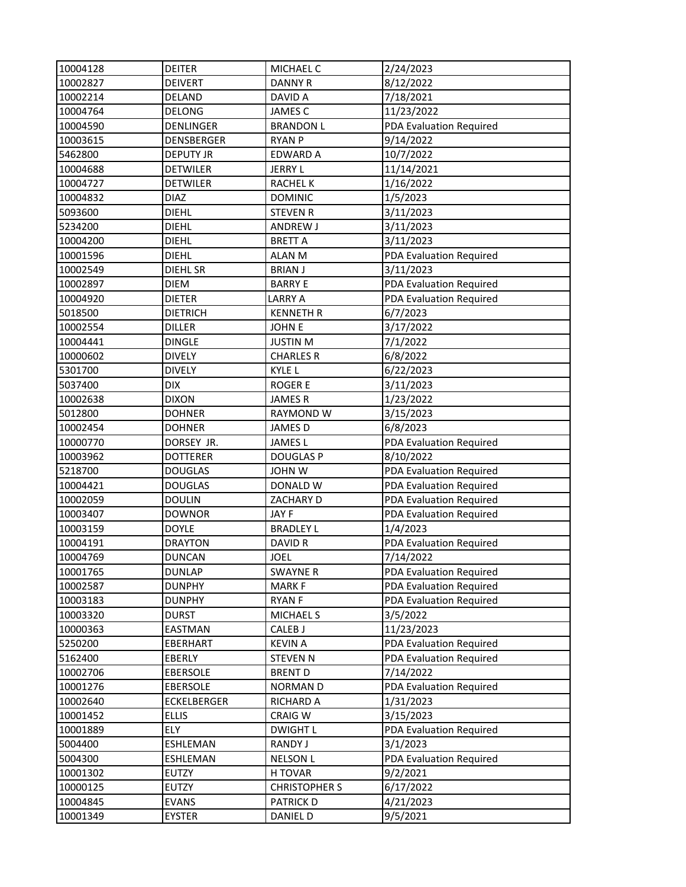| 10004128 | DEITER | MICHAEL C | 2/24/2023 |
|---|---|---|---|
| 10002827 | DEIVERT | DANNY R | 8/12/2022 |
| 10002214 | DELAND | DAVID A | 7/18/2021 |
| 10004764 | DELONG | JAMES C | 11/23/2022 |
| 10004590 | DENLINGER | BRANDON L | PDA Evaluation Required |
| 10003615 | DENSBERGER | RYAN P | 9/14/2022 |
| 5462800 | DEPUTY JR | EDWARD A | 10/7/2022 |
| 10004688 | DETWILER | JERRY L | 11/14/2021 |
| 10004727 | DETWILER | RACHEL K | 1/16/2022 |
| 10004832 | DIAZ | DOMINIC | 1/5/2023 |
| 5093600 | DIEHL | STEVEN R | 3/11/2023 |
| 5234200 | DIEHL | ANDREW J | 3/11/2023 |
| 10004200 | DIEHL | BRETT A | 3/11/2023 |
| 10001596 | DIEHL | ALAN M | PDA Evaluation Required |
| 10002549 | DIEHL SR | BRIAN J | 3/11/2023 |
| 10002897 | DIEM | BARRY E | PDA Evaluation Required |
| 10004920 | DIETER | LARRY A | PDA Evaluation Required |
| 5018500 | DIETRICH | KENNETH R | 6/7/2023 |
| 10002554 | DILLER | JOHN E | 3/17/2022 |
| 10004441 | DINGLE | JUSTIN M | 7/1/2022 |
| 10000602 | DIVELY | CHARLES R | 6/8/2022 |
| 5301700 | DIVELY | KYLE L | 6/22/2023 |
| 5037400 | DIX | ROGER E | 3/11/2023 |
| 10002638 | DIXON | JAMES R | 1/23/2022 |
| 5012800 | DOHNER | RAYMOND W | 3/15/2023 |
| 10002454 | DOHNER | JAMES D | 6/8/2023 |
| 10000770 | DORSEY JR. | JAMES L | PDA Evaluation Required |
| 10003962 | DOTTERER | DOUGLAS P | 8/10/2022 |
| 5218700 | DOUGLAS | JOHN W | PDA Evaluation Required |
| 10004421 | DOUGLAS | DONALD W | PDA Evaluation Required |
| 10002059 | DOULIN | ZACHARY D | PDA Evaluation Required |
| 10003407 | DOWNOR | JAY F | PDA Evaluation Required |
| 10003159 | DOYLE | BRADLEY L | 1/4/2023 |
| 10004191 | DRAYTON | DAVID R | PDA Evaluation Required |
| 10004769 | DUNCAN | JOEL | 7/14/2022 |
| 10001765 | DUNLAP | SWAYNE R | PDA Evaluation Required |
| 10002587 | DUNPHY | MARK F | PDA Evaluation Required |
| 10003183 | DUNPHY | RYAN F | PDA Evaluation Required |
| 10003320 | DURST | MICHAEL S | 3/5/2022 |
| 10000363 | EASTMAN | CALEB J | 11/23/2023 |
| 5250200 | EBERHART | KEVIN A | PDA Evaluation Required |
| 5162400 | EBERLY | STEVEN N | PDA Evaluation Required |
| 10002706 | EBERSOLE | BRENT D | 7/14/2022 |
| 10001276 | EBERSOLE | NORMAN D | PDA Evaluation Required |
| 10002640 | ECKELBERGER | RICHARD A | 1/31/2023 |
| 10001452 | ELLIS | CRAIG W | 3/15/2023 |
| 10001889 | ELY | DWIGHT L | PDA Evaluation Required |
| 5004400 | ESHLEMAN | RANDY J | 3/1/2023 |
| 5004300 | ESHLEMAN | NELSON L | PDA Evaluation Required |
| 10001302 | EUTZY | H TOVAR | 9/2/2021 |
| 10000125 | EUTZY | CHRISTOPHER S | 6/17/2022 |
| 10004845 | EVANS | PATRICK D | 4/21/2023 |
| 10001349 | EYSTER | DANIEL D | 9/5/2021 |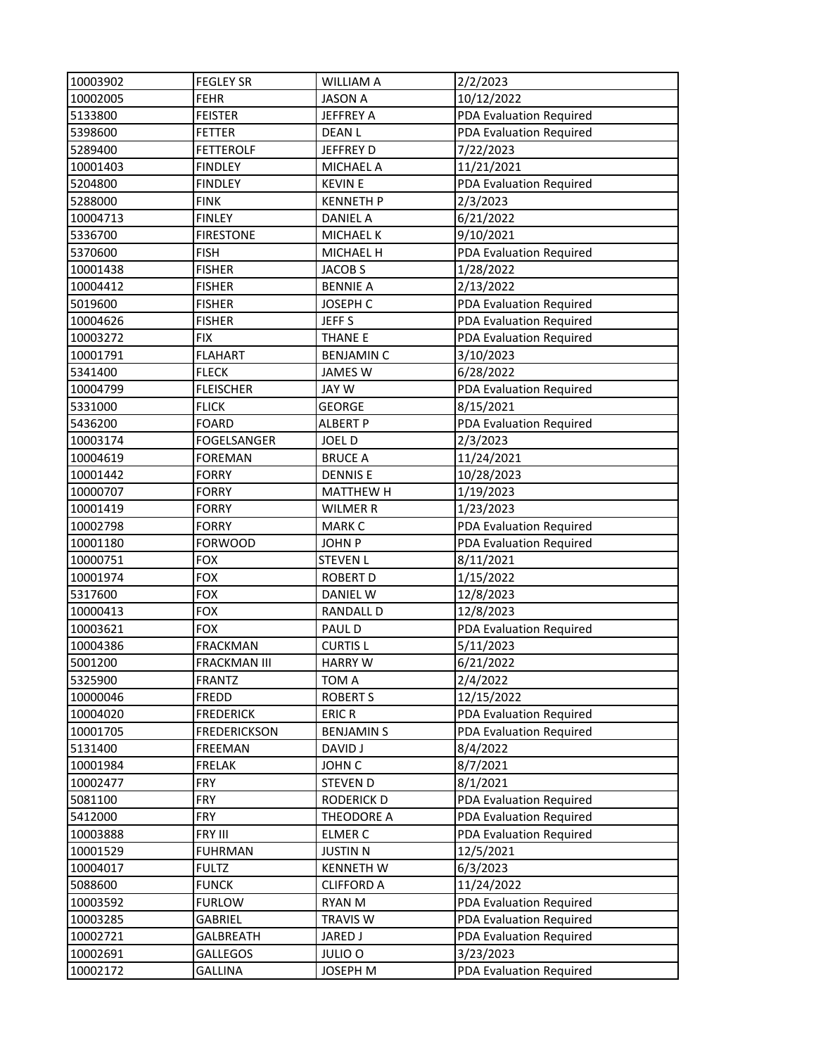| | | | |
|---|---|---|---|
| 10003902 | FEGLEY SR | WILLIAM A | 2/2/2023 |
| 10002005 | FEHR | JASON A | 10/12/2022 |
| 5133800 | FEISTER | JEFFREY A | PDA Evaluation Required |
| 5398600 | FETTER | DEAN L | PDA Evaluation Required |
| 5289400 | FETTEROLF | JEFFREY D | 7/22/2023 |
| 10001403 | FINDLEY | MICHAEL A | 11/21/2021 |
| 5204800 | FINDLEY | KEVIN E | PDA Evaluation Required |
| 5288000 | FINK | KENNETH P | 2/3/2023 |
| 10004713 | FINLEY | DANIEL A | 6/21/2022 |
| 5336700 | FIRESTONE | MICHAEL K | 9/10/2021 |
| 5370600 | FISH | MICHAEL H | PDA Evaluation Required |
| 10001438 | FISHER | JACOB S | 1/28/2022 |
| 10004412 | FISHER | BENNIE A | 2/13/2022 |
| 5019600 | FISHER | JOSEPH C | PDA Evaluation Required |
| 10004626 | FISHER | JEFF S | PDA Evaluation Required |
| 10003272 | FIX | THANE E | PDA Evaluation Required |
| 10001791 | FLAHART | BENJAMIN C | 3/10/2023 |
| 5341400 | FLECK | JAMES W | 6/28/2022 |
| 10004799 | FLEISCHER | JAY W | PDA Evaluation Required |
| 5331000 | FLICK | GEORGE | 8/15/2021 |
| 5436200 | FOARD | ALBERT P | PDA Evaluation Required |
| 10003174 | FOGELSANGER | JOEL D | 2/3/2023 |
| 10004619 | FOREMAN | BRUCE A | 11/24/2021 |
| 10001442 | FORRY | DENNIS E | 10/28/2023 |
| 10000707 | FORRY | MATTHEW H | 1/19/2023 |
| 10001419 | FORRY | WILMER R | 1/23/2023 |
| 10002798 | FORRY | MARK C | PDA Evaluation Required |
| 10001180 | FORWOOD | JOHN P | PDA Evaluation Required |
| 10000751 | FOX | STEVEN L | 8/11/2021 |
| 10001974 | FOX | ROBERT D | 1/15/2022 |
| 5317600 | FOX | DANIEL W | 12/8/2023 |
| 10000413 | FOX | RANDALL D | 12/8/2023 |
| 10003621 | FOX | PAUL D | PDA Evaluation Required |
| 10004386 | FRACKMAN | CURTIS L | 5/11/2023 |
| 5001200 | FRACKMAN III | HARRY W | 6/21/2022 |
| 5325900 | FRANTZ | TOM A | 2/4/2022 |
| 10000046 | FREDD | ROBERT S | 12/15/2022 |
| 10004020 | FREDERICK | ERIC R | PDA Evaluation Required |
| 10001705 | FREDERICKSON | BENJAMIN S | PDA Evaluation Required |
| 5131400 | FREEMAN | DAVID J | 8/4/2022 |
| 10001984 | FRELAK | JOHN C | 8/7/2021 |
| 10002477 | FRY | STEVEN D | 8/1/2021 |
| 5081100 | FRY | RODERICK D | PDA Evaluation Required |
| 5412000 | FRY | THEODORE A | PDA Evaluation Required |
| 10003888 | FRY III | ELMER C | PDA Evaluation Required |
| 10001529 | FUHRMAN | JUSTIN N | 12/5/2021 |
| 10004017 | FULTZ | KENNETH W | 6/3/2023 |
| 5088600 | FUNCK | CLIFFORD A | 11/24/2022 |
| 10003592 | FURLOW | RYAN M | PDA Evaluation Required |
| 10003285 | GABRIEL | TRAVIS W | PDA Evaluation Required |
| 10002721 | GALBREATH | JARED J | PDA Evaluation Required |
| 10002691 | GALLEGOS | JULIO O | 3/23/2023 |
| 10002172 | GALLINA | JOSEPH M | PDA Evaluation Required |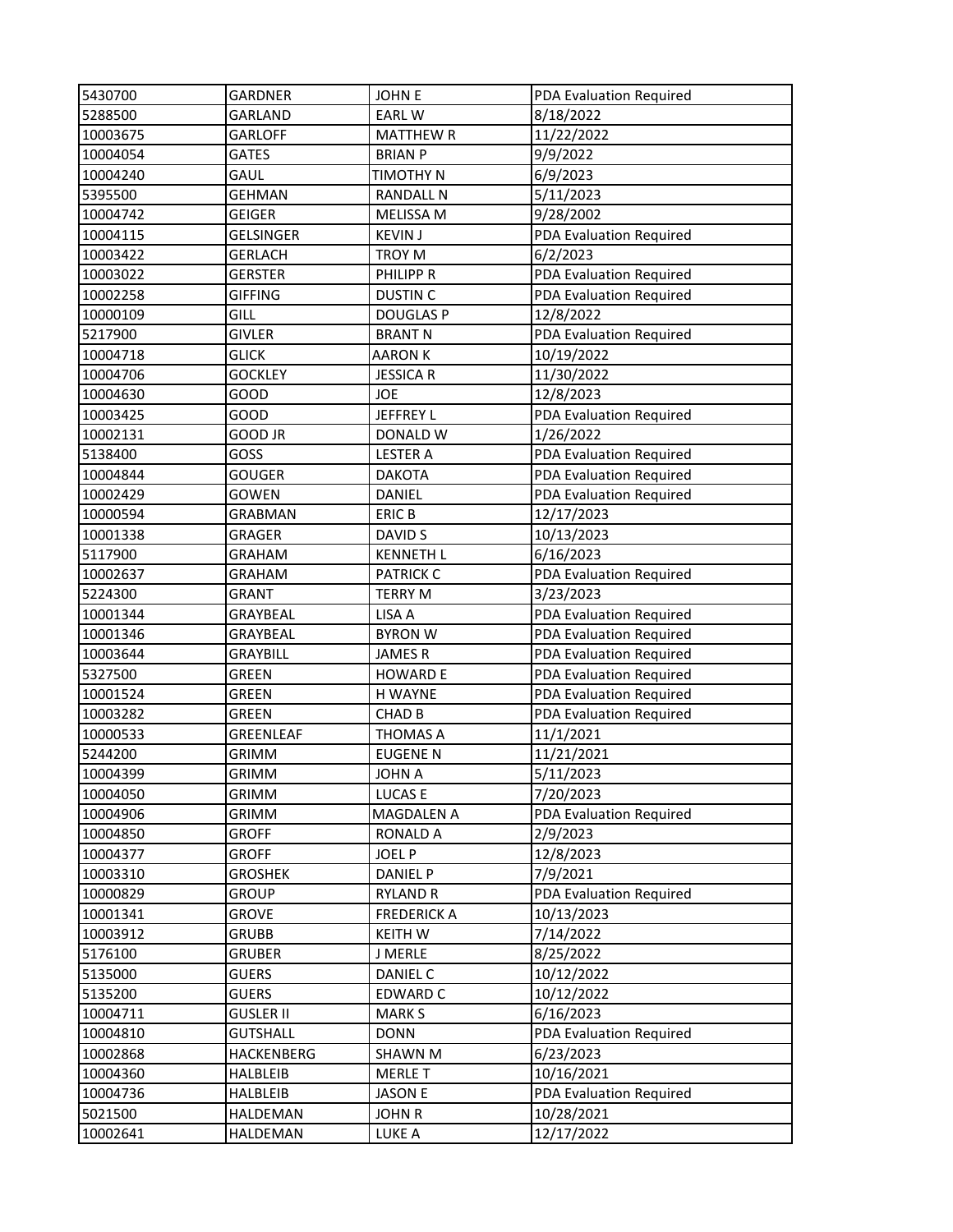| | | | |
|---|---|---|---|
| 5430700 | GARDNER | JOHN E | PDA Evaluation Required |
| 5288500 | GARLAND | EARL W | 8/18/2022 |
| 10003675 | GARLOFF | MATTHEW R | 11/22/2022 |
| 10004054 | GATES | BRIAN P | 9/9/2022 |
| 10004240 | GAUL | TIMOTHY N | 6/9/2023 |
| 5395500 | GEHMAN | RANDALL N | 5/11/2023 |
| 10004742 | GEIGER | MELISSA M | 9/28/2002 |
| 10004115 | GELSINGER | KEVIN J | PDA Evaluation Required |
| 10003422 | GERLACH | TROY M | 6/2/2023 |
| 10003022 | GERSTER | PHILIPP R | PDA Evaluation Required |
| 10002258 | GIFFING | DUSTIN C | PDA Evaluation Required |
| 10000109 | GILL | DOUGLAS P | 12/8/2022 |
| 5217900 | GIVLER | BRANT N | PDA Evaluation Required |
| 10004718 | GLICK | AARON K | 10/19/2022 |
| 10004706 | GOCKLEY | JESSICA R | 11/30/2022 |
| 10004630 | GOOD | JOE | 12/8/2023 |
| 10003425 | GOOD | JEFFREY L | PDA Evaluation Required |
| 10002131 | GOOD JR | DONALD W | 1/26/2022 |
| 5138400 | GOSS | LESTER A | PDA Evaluation Required |
| 10004844 | GOUGER | DAKOTA | PDA Evaluation Required |
| 10002429 | GOWEN | DANIEL | PDA Evaluation Required |
| 10000594 | GRABMAN | ERIC B | 12/17/2023 |
| 10001338 | GRAGER | DAVID S | 10/13/2023 |
| 5117900 | GRAHAM | KENNETH L | 6/16/2023 |
| 10002637 | GRAHAM | PATRICK C | PDA Evaluation Required |
| 5224300 | GRANT | TERRY M | 3/23/2023 |
| 10001344 | GRAYBEAL | LISA A | PDA Evaluation Required |
| 10001346 | GRAYBEAL | BYRON W | PDA Evaluation Required |
| 10003644 | GRAYBILL | JAMES R | PDA Evaluation Required |
| 5327500 | GREEN | HOWARD E | PDA Evaluation Required |
| 10001524 | GREEN | H WAYNE | PDA Evaluation Required |
| 10003282 | GREEN | CHAD B | PDA Evaluation Required |
| 10000533 | GREENLEAF | THOMAS A | 11/1/2021 |
| 5244200 | GRIMM | EUGENE N | 11/21/2021 |
| 10004399 | GRIMM | JOHN A | 5/11/2023 |
| 10004050 | GRIMM | LUCAS E | 7/20/2023 |
| 10004906 | GRIMM | MAGDALEN A | PDA Evaluation Required |
| 10004850 | GROFF | RONALD A | 2/9/2023 |
| 10004377 | GROFF | JOEL P | 12/8/2023 |
| 10003310 | GROSHEK | DANIEL P | 7/9/2021 |
| 10000829 | GROUP | RYLAND R | PDA Evaluation Required |
| 10001341 | GROVE | FREDERICK A | 10/13/2023 |
| 10003912 | GRUBB | KEITH W | 7/14/2022 |
| 5176100 | GRUBER | J MERLE | 8/25/2022 |
| 5135000 | GUERS | DANIEL C | 10/12/2022 |
| 5135200 | GUERS | EDWARD C | 10/12/2022 |
| 10004711 | GUSLER II | MARK S | 6/16/2023 |
| 10004810 | GUTSHALL | DONN | PDA Evaluation Required |
| 10002868 | HACKENBERG | SHAWN M | 6/23/2023 |
| 10004360 | HALBLEIB | MERLE T | 10/16/2021 |
| 10004736 | HALBLEIB | JASON E | PDA Evaluation Required |
| 5021500 | HALDEMAN | JOHN R | 10/28/2021 |
| 10002641 | HALDEMAN | LUKE A | 12/17/2022 |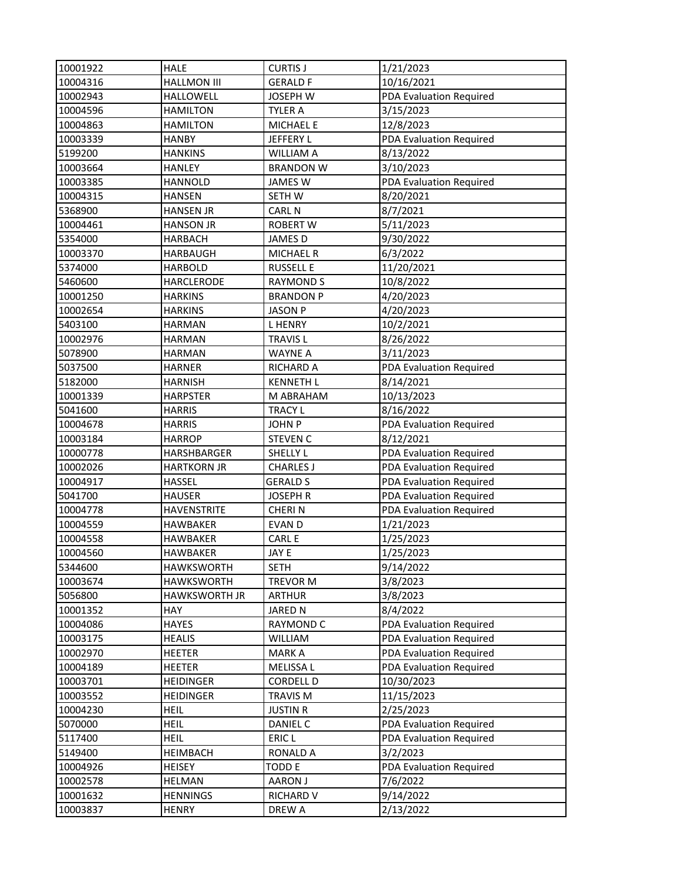| | | | |
|---|---|---|---|
| 10001922 | HALE | CURTIS J | 1/21/2023 |
| 10004316 | HALLMON III | GERALD F | 10/16/2021 |
| 10002943 | HALLOWELL | JOSEPH W | PDA Evaluation Required |
| 10004596 | HAMILTON | TYLER A | 3/15/2023 |
| 10004863 | HAMILTON | MICHAEL E | 12/8/2023 |
| 10003339 | HANBY | JEFFERY L | PDA Evaluation Required |
| 5199200 | HANKINS | WILLIAM A | 8/13/2022 |
| 10003664 | HANLEY | BRANDON W | 3/10/2023 |
| 10003385 | HANNOLD | JAMES W | PDA Evaluation Required |
| 10004315 | HANSEN | SETH W | 8/20/2021 |
| 5368900 | HANSEN JR | CARL N | 8/7/2021 |
| 10004461 | HANSON JR | ROBERT W | 5/11/2023 |
| 5354000 | HARBACH | JAMES D | 9/30/2022 |
| 10003370 | HARBAUGH | MICHAEL R | 6/3/2022 |
| 5374000 | HARBOLD | RUSSELL E | 11/20/2021 |
| 5460600 | HARCLERODE | RAYMOND S | 10/8/2022 |
| 10001250 | HARKINS | BRANDON P | 4/20/2023 |
| 10002654 | HARKINS | JASON P | 4/20/2023 |
| 5403100 | HARMAN | L HENRY | 10/2/2021 |
| 10002976 | HARMAN | TRAVIS L | 8/26/2022 |
| 5078900 | HARMAN | WAYNE A | 3/11/2023 |
| 5037500 | HARNER | RICHARD A | PDA Evaluation Required |
| 5182000 | HARNISH | KENNETH L | 8/14/2021 |
| 10001339 | HARPSTER | M ABRAHAM | 10/13/2023 |
| 5041600 | HARRIS | TRACY L | 8/16/2022 |
| 10004678 | HARRIS | JOHN P | PDA Evaluation Required |
| 10003184 | HARROP | STEVEN C | 8/12/2021 |
| 10000778 | HARSHBARGER | SHELLY L | PDA Evaluation Required |
| 10002026 | HARTKORN JR | CHARLES J | PDA Evaluation Required |
| 10004917 | HASSEL | GERALD S | PDA Evaluation Required |
| 5041700 | HAUSER | JOSEPH R | PDA Evaluation Required |
| 10004778 | HAVENSTRITE | CHERI N | PDA Evaluation Required |
| 10004559 | HAWBAKER | EVAN D | 1/21/2023 |
| 10004558 | HAWBAKER | CARL E | 1/25/2023 |
| 10004560 | HAWBAKER | JAY E | 1/25/2023 |
| 5344600 | HAWKSWORTH | SETH | 9/14/2022 |
| 10003674 | HAWKSWORTH | TREVOR M | 3/8/2023 |
| 5056800 | HAWKSWORTH JR | ARTHUR | 3/8/2023 |
| 10001352 | HAY | JARED N | 8/4/2022 |
| 10004086 | HAYES | RAYMOND C | PDA Evaluation Required |
| 10003175 | HEALIS | WILLIAM | PDA Evaluation Required |
| 10002970 | HEETER | MARK A | PDA Evaluation Required |
| 10004189 | HEETER | MELISSA L | PDA Evaluation Required |
| 10003701 | HEIDINGER | CORDELL D | 10/30/2023 |
| 10003552 | HEIDINGER | TRAVIS M | 11/15/2023 |
| 10004230 | HEIL | JUSTIN R | 2/25/2023 |
| 5070000 | HEIL | DANIEL C | PDA Evaluation Required |
| 5117400 | HEIL | ERIC L | PDA Evaluation Required |
| 5149400 | HEIMBACH | RONALD A | 3/2/2023 |
| 10004926 | HEISEY | TODD E | PDA Evaluation Required |
| 10002578 | HELMAN | AARON J | 7/6/2022 |
| 10001632 | HENNINGS | RICHARD V | 9/14/2022 |
| 10003837 | HENRY | DREW A | 2/13/2022 |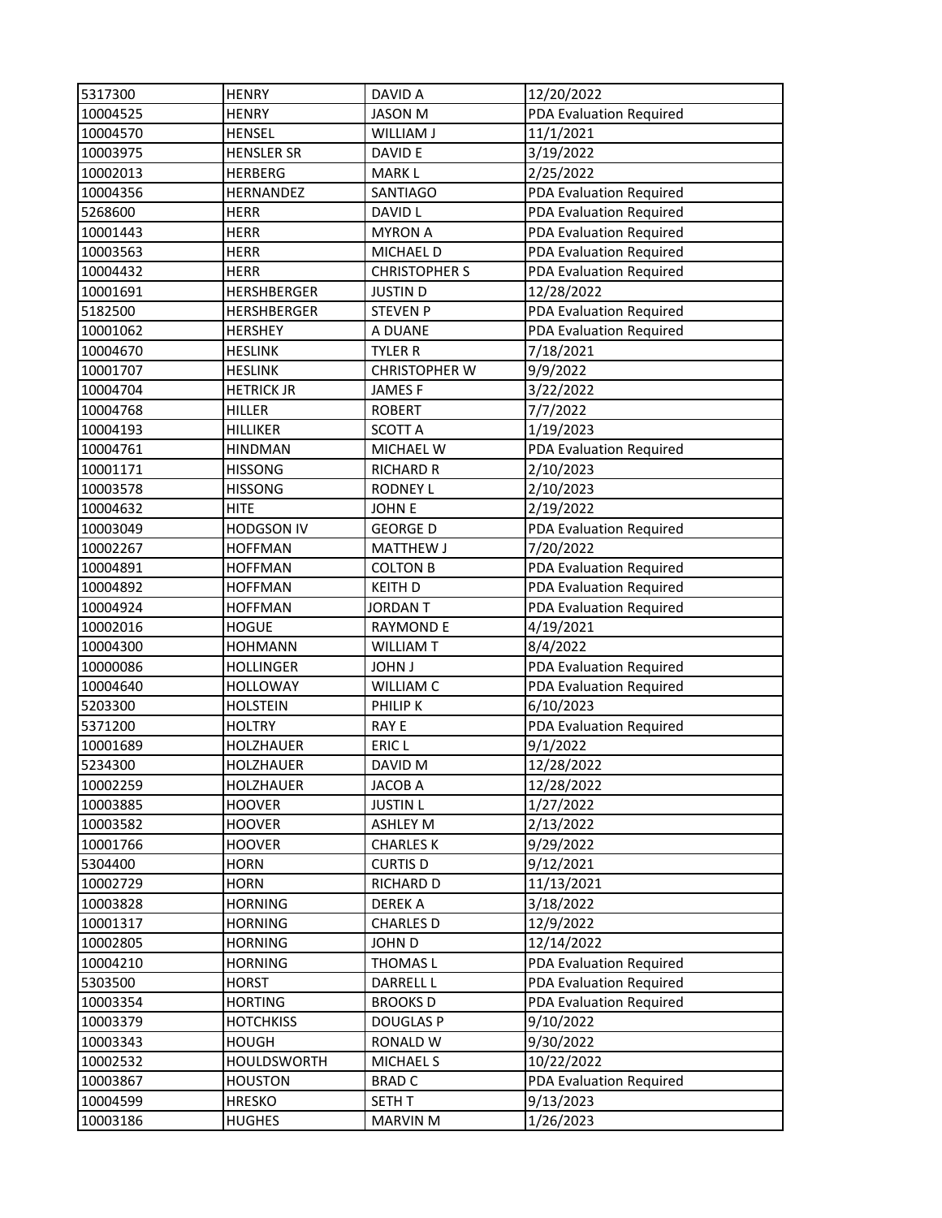| 5317300 | HENRY | DAVID A | 12/20/2022 |
|---|---|---|---|
| 10004525 | HENRY | JASON M | PDA Evaluation Required |
| 10004570 | HENSEL | WILLIAM J | 11/1/2021 |
| 10003975 | HENSLER SR | DAVID E | 3/19/2022 |
| 10002013 | HERBERG | MARK L | 2/25/2022 |
| 10004356 | HERNANDEZ | SANTIAGO | PDA Evaluation Required |
| 5268600 | HERR | DAVID L | PDA Evaluation Required |
| 10001443 | HERR | MYRON A | PDA Evaluation Required |
| 10003563 | HERR | MICHAEL D | PDA Evaluation Required |
| 10004432 | HERR | CHRISTOPHER S | PDA Evaluation Required |
| 10001691 | HERSHBERGER | JUSTIN D | 12/28/2022 |
| 5182500 | HERSHBERGER | STEVEN P | PDA Evaluation Required |
| 10001062 | HERSHEY | A DUANE | PDA Evaluation Required |
| 10004670 | HESLINK | TYLER R | 7/18/2021 |
| 10001707 | HESLINK | CHRISTOPHER W | 9/9/2022 |
| 10004704 | HETRICK JR | JAMES F | 3/22/2022 |
| 10004768 | HILLER | ROBERT | 7/7/2022 |
| 10004193 | HILLIKER | SCOTT A | 1/19/2023 |
| 10004761 | HINDMAN | MICHAEL W | PDA Evaluation Required |
| 10001171 | HISSONG | RICHARD R | 2/10/2023 |
| 10003578 | HISSONG | RODNEY L | 2/10/2023 |
| 10004632 | HITE | JOHN E | 2/19/2022 |
| 10003049 | HODGSON IV | GEORGE D | PDA Evaluation Required |
| 10002267 | HOFFMAN | MATTHEW J | 7/20/2022 |
| 10004891 | HOFFMAN | COLTON B | PDA Evaluation Required |
| 10004892 | HOFFMAN | KEITH D | PDA Evaluation Required |
| 10004924 | HOFFMAN | JORDAN T | PDA Evaluation Required |
| 10002016 | HOGUE | RAYMOND E | 4/19/2021 |
| 10004300 | HOHMANN | WILLIAM T | 8/4/2022 |
| 10000086 | HOLLINGER | JOHN J | PDA Evaluation Required |
| 10004640 | HOLLOWAY | WILLIAM C | PDA Evaluation Required |
| 5203300 | HOLSTEIN | PHILIP K | 6/10/2023 |
| 5371200 | HOLTRY | RAY E | PDA Evaluation Required |
| 10001689 | HOLZHAUER | ERIC L | 9/1/2022 |
| 5234300 | HOLZHAUER | DAVID M | 12/28/2022 |
| 10002259 | HOLZHAUER | JACOB A | 12/28/2022 |
| 10003885 | HOOVER | JUSTIN L | 1/27/2022 |
| 10003582 | HOOVER | ASHLEY M | 2/13/2022 |
| 10001766 | HOOVER | CHARLES K | 9/29/2022 |
| 5304400 | HORN | CURTIS D | 9/12/2021 |
| 10002729 | HORN | RICHARD D | 11/13/2021 |
| 10003828 | HORNING | DEREK A | 3/18/2022 |
| 10001317 | HORNING | CHARLES D | 12/9/2022 |
| 10002805 | HORNING | JOHN D | 12/14/2022 |
| 10004210 | HORNING | THOMAS L | PDA Evaluation Required |
| 5303500 | HORST | DARRELL L | PDA Evaluation Required |
| 10003354 | HORTING | BROOKS D | PDA Evaluation Required |
| 10003379 | HOTCHKISS | DOUGLAS P | 9/10/2022 |
| 10003343 | HOUGH | RONALD W | 9/30/2022 |
| 10002532 | HOULDSWORTH | MICHAEL S | 10/22/2022 |
| 10003867 | HOUSTON | BRAD C | PDA Evaluation Required |
| 10004599 | HRESKO | SETH T | 9/13/2023 |
| 10003186 | HUGHES | MARVIN M | 1/26/2023 |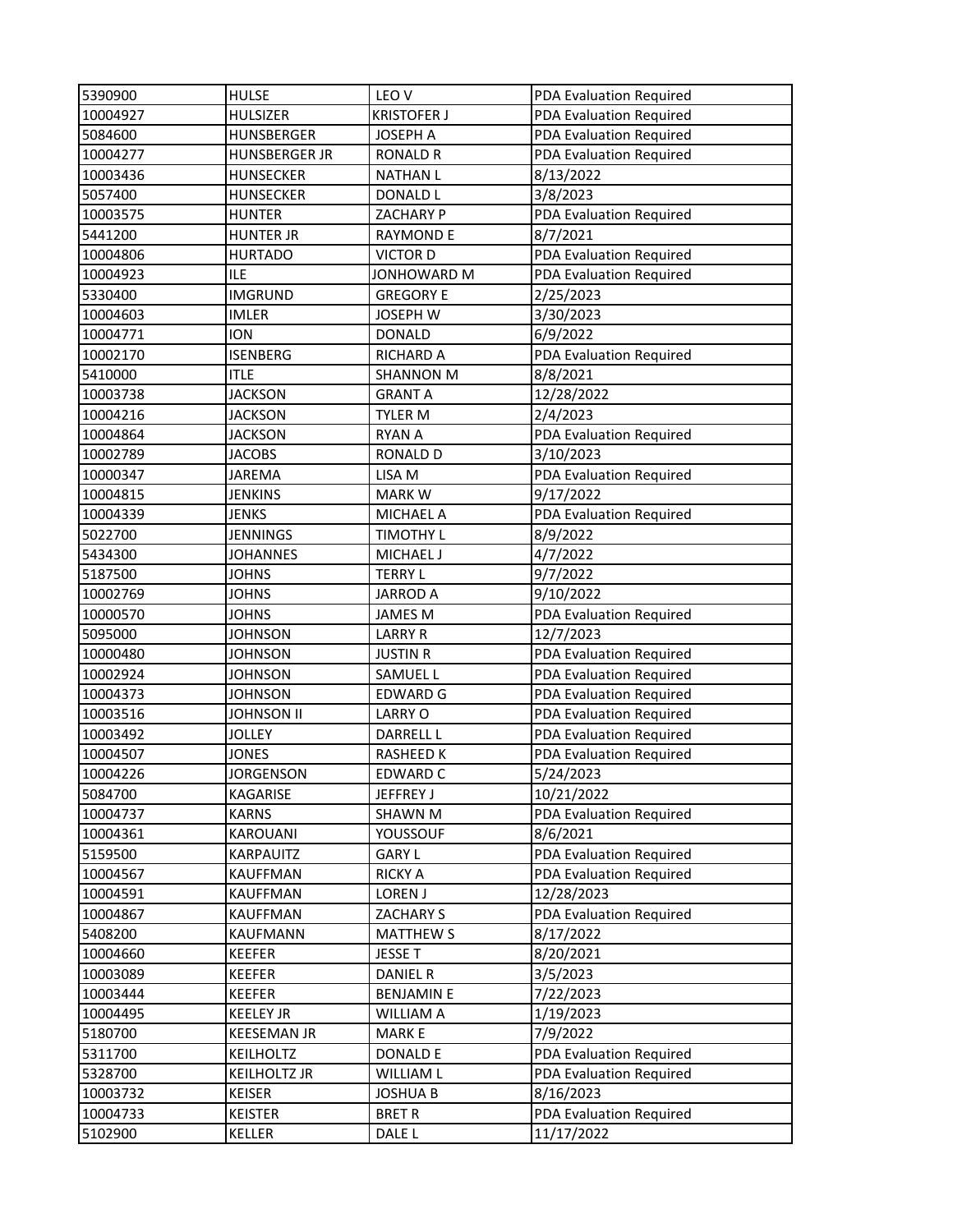| | | | |
|---|---|---|---|
| 5390900 | HULSE | LEO V | PDA Evaluation Required |
| 10004927 | HULSIZER | KRISTOFER J | PDA Evaluation Required |
| 5084600 | HUNSBERGER | JOSEPH A | PDA Evaluation Required |
| 10004277 | HUNSBERGER JR | RONALD R | PDA Evaluation Required |
| 10003436 | HUNSECKER | NATHAN L | 8/13/2022 |
| 5057400 | HUNSECKER | DONALD L | 3/8/2023 |
| 10003575 | HUNTER | ZACHARY P | PDA Evaluation Required |
| 5441200 | HUNTER JR | RAYMOND E | 8/7/2021 |
| 10004806 | HURTADO | VICTOR D | PDA Evaluation Required |
| 10004923 | ILE | JONHOWARD M | PDA Evaluation Required |
| 5330400 | IMGRUND | GREGORY E | 2/25/2023 |
| 10004603 | IMLER | JOSEPH W | 3/30/2023 |
| 10004771 | ION | DONALD | 6/9/2022 |
| 10002170 | ISENBERG | RICHARD A | PDA Evaluation Required |
| 5410000 | ITLE | SHANNON M | 8/8/2021 |
| 10003738 | JACKSON | GRANT A | 12/28/2022 |
| 10004216 | JACKSON | TYLER M | 2/4/2023 |
| 10004864 | JACKSON | RYAN A | PDA Evaluation Required |
| 10002789 | JACOBS | RONALD D | 3/10/2023 |
| 10000347 | JAREMA | LISA M | PDA Evaluation Required |
| 10004815 | JENKINS | MARK W | 9/17/2022 |
| 10004339 | JENKS | MICHAEL A | PDA Evaluation Required |
| 5022700 | JENNINGS | TIMOTHY L | 8/9/2022 |
| 5434300 | JOHANNES | MICHAEL J | 4/7/2022 |
| 5187500 | JOHNS | TERRY L | 9/7/2022 |
| 10002769 | JOHNS | JARROD A | 9/10/2022 |
| 10000570 | JOHNS | JAMES M | PDA Evaluation Required |
| 5095000 | JOHNSON | LARRY R | 12/7/2023 |
| 10000480 | JOHNSON | JUSTIN R | PDA Evaluation Required |
| 10002924 | JOHNSON | SAMUEL L | PDA Evaluation Required |
| 10004373 | JOHNSON | EDWARD G | PDA Evaluation Required |
| 10003516 | JOHNSON II | LARRY O | PDA Evaluation Required |
| 10003492 | JOLLEY | DARRELL L | PDA Evaluation Required |
| 10004507 | JONES | RASHEED K | PDA Evaluation Required |
| 10004226 | JORGENSON | EDWARD C | 5/24/2023 |
| 5084700 | KAGARISE | JEFFREY J | 10/21/2022 |
| 10004737 | KARNS | SHAWN M | PDA Evaluation Required |
| 10004361 | KAROUANI | YOUSSOUF | 8/6/2021 |
| 5159500 | KARPAUITZ | GARY L | PDA Evaluation Required |
| 10004567 | KAUFFMAN | RICKY A | PDA Evaluation Required |
| 10004591 | KAUFFMAN | LOREN J | 12/28/2023 |
| 10004867 | KAUFFMAN | ZACHARY S | PDA Evaluation Required |
| 5408200 | KAUFMANN | MATTHEW S | 8/17/2022 |
| 10004660 | KEEFER | JESSE T | 8/20/2021 |
| 10003089 | KEEFER | DANIEL R | 3/5/2023 |
| 10003444 | KEEFER | BENJAMIN E | 7/22/2023 |
| 10004495 | KEELEY JR | WILLIAM A | 1/19/2023 |
| 5180700 | KEESEMAN JR | MARK E | 7/9/2022 |
| 5311700 | KEILHOLTZ | DONALD E | PDA Evaluation Required |
| 5328700 | KEILHOLTZ JR | WILLIAM L | PDA Evaluation Required |
| 10003732 | KEISER | JOSHUA B | 8/16/2023 |
| 10004733 | KEISTER | BRET R | PDA Evaluation Required |
| 5102900 | KELLER | DALE L | 11/17/2022 |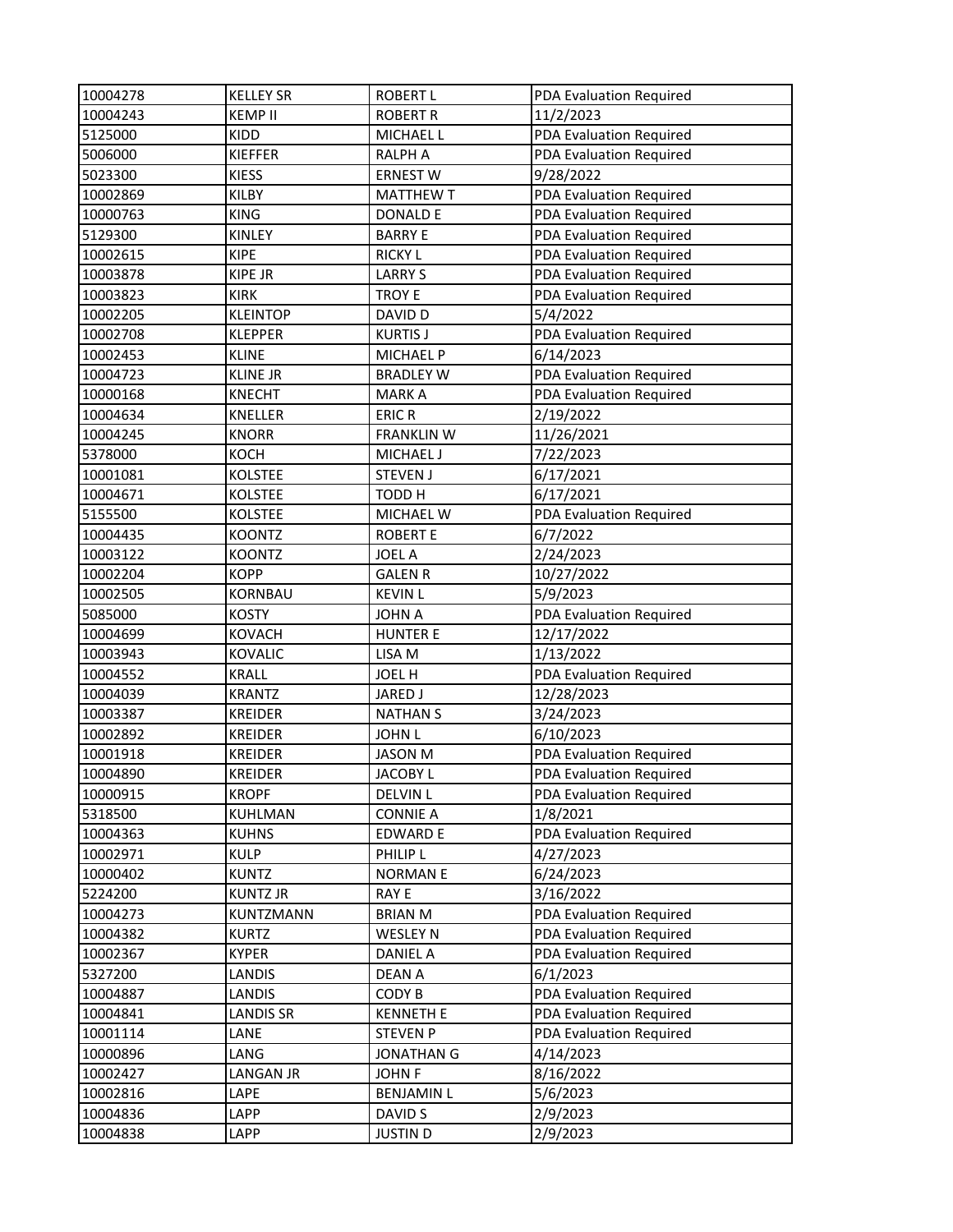| | | | |
|---|---|---|---|
| 10004278 | KELLEY SR | ROBERT L | PDA Evaluation Required |
| 10004243 | KEMP II | ROBERT R | 11/2/2023 |
| 5125000 | KIDD | MICHAEL L | PDA Evaluation Required |
| 5006000 | KIEFFER | RALPH A | PDA Evaluation Required |
| 5023300 | KIESS | ERNEST W | 9/28/2022 |
| 10002869 | KILBY | MATTHEW T | PDA Evaluation Required |
| 10000763 | KING | DONALD E | PDA Evaluation Required |
| 5129300 | KINLEY | BARRY E | PDA Evaluation Required |
| 10002615 | KIPE | RICKY L | PDA Evaluation Required |
| 10003878 | KIPE JR | LARRY S | PDA Evaluation Required |
| 10003823 | KIRK | TROY E | PDA Evaluation Required |
| 10002205 | KLEINTOP | DAVID D | 5/4/2022 |
| 10002708 | KLEPPER | KURTIS J | PDA Evaluation Required |
| 10002453 | KLINE | MICHAEL P | 6/14/2023 |
| 10004723 | KLINE JR | BRADLEY W | PDA Evaluation Required |
| 10000168 | KNECHT | MARK A | PDA Evaluation Required |
| 10004634 | KNELLER | ERIC R | 2/19/2022 |
| 10004245 | KNORR | FRANKLIN W | 11/26/2021 |
| 5378000 | KOCH | MICHAEL J | 7/22/2023 |
| 10001081 | KOLSTEE | STEVEN J | 6/17/2021 |
| 10004671 | KOLSTEE | TODD H | 6/17/2021 |
| 5155500 | KOLSTEE | MICHAEL W | PDA Evaluation Required |
| 10004435 | KOONTZ | ROBERT E | 6/7/2022 |
| 10003122 | KOONTZ | JOEL A | 2/24/2023 |
| 10002204 | KOPP | GALEN R | 10/27/2022 |
| 10002505 | KORNBAU | KEVIN L | 5/9/2023 |
| 5085000 | KOSTY | JOHN A | PDA Evaluation Required |
| 10004699 | KOVACH | HUNTER E | 12/17/2022 |
| 10003943 | KOVALIC | LISA M | 1/13/2022 |
| 10004552 | KRALL | JOEL H | PDA Evaluation Required |
| 10004039 | KRANTZ | JARED J | 12/28/2023 |
| 10003387 | KREIDER | NATHAN S | 3/24/2023 |
| 10002892 | KREIDER | JOHN L | 6/10/2023 |
| 10001918 | KREIDER | JASON M | PDA Evaluation Required |
| 10004890 | KREIDER | JACOBY L | PDA Evaluation Required |
| 10000915 | KROPF | DELVIN L | PDA Evaluation Required |
| 5318500 | KUHLMAN | CONNIE A | 1/8/2021 |
| 10004363 | KUHNS | EDWARD E | PDA Evaluation Required |
| 10002971 | KULP | PHILIP L | 4/27/2023 |
| 10000402 | KUNTZ | NORMAN E | 6/24/2023 |
| 5224200 | KUNTZ JR | RAY E | 3/16/2022 |
| 10004273 | KUNTZMANN | BRIAN M | PDA Evaluation Required |
| 10004382 | KURTZ | WESLEY N | PDA Evaluation Required |
| 10002367 | KYPER | DANIEL A | PDA Evaluation Required |
| 5327200 | LANDIS | DEAN A | 6/1/2023 |
| 10004887 | LANDIS | CODY B | PDA Evaluation Required |
| 10004841 | LANDIS SR | KENNETH E | PDA Evaluation Required |
| 10001114 | LANE | STEVEN P | PDA Evaluation Required |
| 10000896 | LANG | JONATHAN G | 4/14/2023 |
| 10002427 | LANGAN JR | JOHN F | 8/16/2022 |
| 10002816 | LAPE | BENJAMIN L | 5/6/2023 |
| 10004836 | LAPP | DAVID S | 2/9/2023 |
| 10004838 | LAPP | JUSTIN D | 2/9/2023 |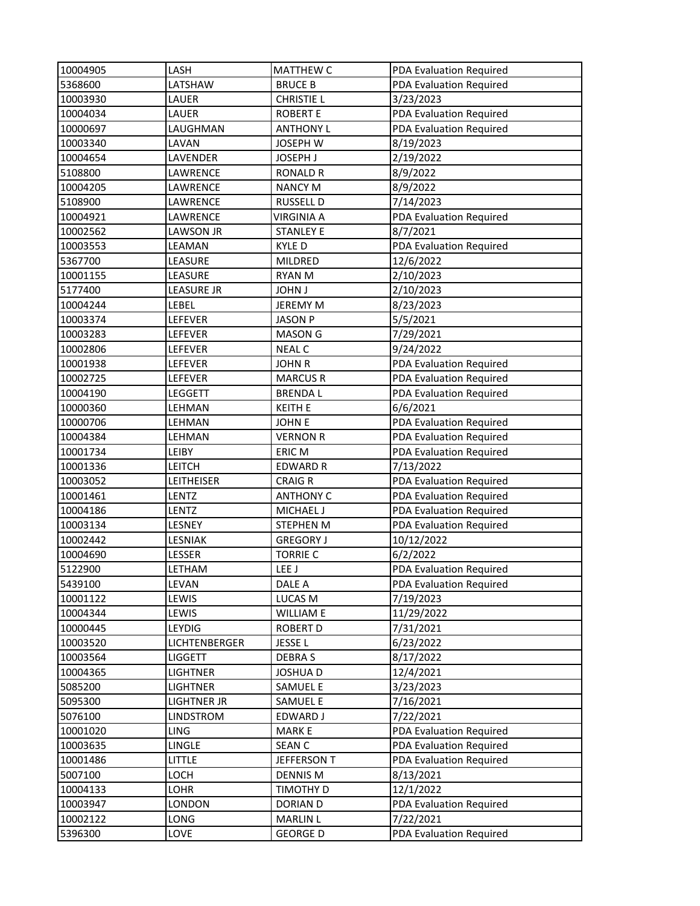| 10004905 | LASH | MATTHEW C | PDA Evaluation Required |
|---|---|---|---|
| 5368600 | LATSHAW | BRUCE B | PDA Evaluation Required |
| 10003930 | LAUER | CHRISTIE L | 3/23/2023 |
| 10004034 | LAUER | ROBERT E | PDA Evaluation Required |
| 10000697 | LAUGHMAN | ANTHONY L | PDA Evaluation Required |
| 10003340 | LAVAN | JOSEPH W | 8/19/2023 |
| 10004654 | LAVENDER | JOSEPH J | 2/19/2022 |
| 5108800 | LAWRENCE | RONALD R | 8/9/2022 |
| 10004205 | LAWRENCE | NANCY M | 8/9/2022 |
| 5108900 | LAWRENCE | RUSSELL D | 7/14/2023 |
| 10004921 | LAWRENCE | VIRGINIA A | PDA Evaluation Required |
| 10002562 | LAWSON JR | STANLEY E | 8/7/2021 |
| 10003553 | LEAMAN | KYLE D | PDA Evaluation Required |
| 5367700 | LEASURE | MILDRED | 12/6/2022 |
| 10001155 | LEASURE | RYAN M | 2/10/2023 |
| 5177400 | LEASURE JR | JOHN J | 2/10/2023 |
| 10004244 | LEBEL | JEREMY M | 8/23/2023 |
| 10003374 | LEFEVER | JASON P | 5/5/2021 |
| 10003283 | LEFEVER | MASON G | 7/29/2021 |
| 10002806 | LEFEVER | NEAL C | 9/24/2022 |
| 10001938 | LEFEVER | JOHN R | PDA Evaluation Required |
| 10002725 | LEFEVER | MARCUS R | PDA Evaluation Required |
| 10004190 | LEGGETT | BRENDA L | PDA Evaluation Required |
| 10000360 | LEHMAN | KEITH E | 6/6/2021 |
| 10000706 | LEHMAN | JOHN E | PDA Evaluation Required |
| 10004384 | LEHMAN | VERNON R | PDA Evaluation Required |
| 10001734 | LEIBY | ERIC M | PDA Evaluation Required |
| 10001336 | LEITCH | EDWARD R | 7/13/2022 |
| 10003052 | LEITHEISER | CRAIG R | PDA Evaluation Required |
| 10001461 | LENTZ | ANTHONY C | PDA Evaluation Required |
| 10004186 | LENTZ | MICHAEL J | PDA Evaluation Required |
| 10003134 | LESNEY | STEPHEN M | PDA Evaluation Required |
| 10002442 | LESNIAK | GREGORY J | 10/12/2022 |
| 10004690 | LESSER | TORRIE C | 6/2/2022 |
| 5122900 | LETHAM | LEE J | PDA Evaluation Required |
| 5439100 | LEVAN | DALE A | PDA Evaluation Required |
| 10001122 | LEWIS | LUCAS M | 7/19/2023 |
| 10004344 | LEWIS | WILLIAM E | 11/29/2022 |
| 10000445 | LEYDIG | ROBERT D | 7/31/2021 |
| 10003520 | LICHTENBERGER | JESSE L | 6/23/2022 |
| 10003564 | LIGGETT | DEBRA S | 8/17/2022 |
| 10004365 | LIGHTNER | JOSHUA D | 12/4/2021 |
| 5085200 | LIGHTNER | SAMUEL E | 3/23/2023 |
| 5095300 | LIGHTNER JR | SAMUEL E | 7/16/2021 |
| 5076100 | LINDSTROM | EDWARD J | 7/22/2021 |
| 10001020 | LING | MARK E | PDA Evaluation Required |
| 10003635 | LINGLE | SEAN C | PDA Evaluation Required |
| 10001486 | LITTLE | JEFFERSON T | PDA Evaluation Required |
| 5007100 | LOCH | DENNIS M | 8/13/2021 |
| 10004133 | LOHR | TIMOTHY D | 12/1/2022 |
| 10003947 | LONDON | DORIAN D | PDA Evaluation Required |
| 10002122 | LONG | MARLIN L | 7/22/2021 |
| 5396300 | LOVE | GEORGE D | PDA Evaluation Required |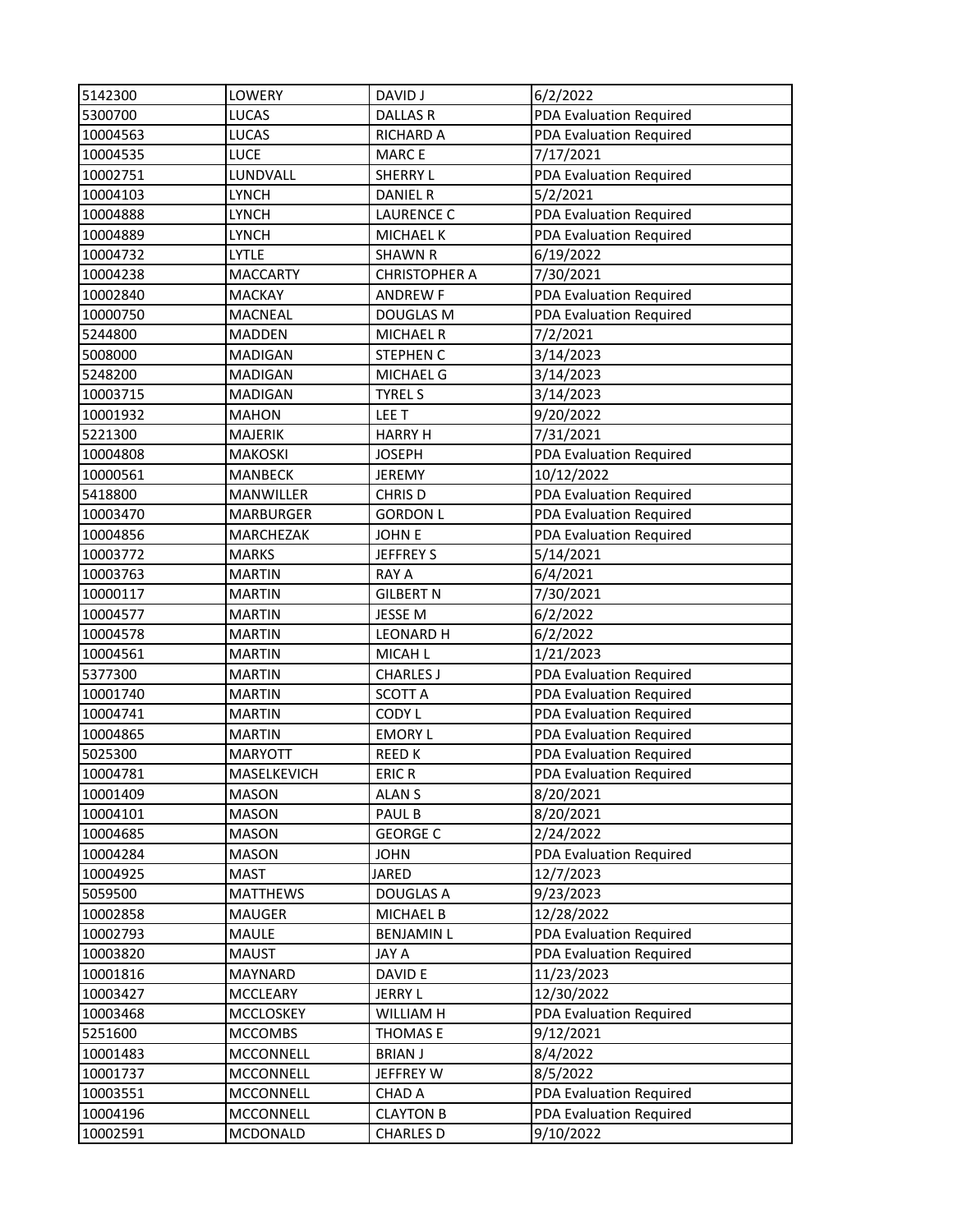| | | | |
|---|---|---|---|
| 5142300 | LOWERY | DAVID J | 6/2/2022 |
| 5300700 | LUCAS | DALLAS R | PDA Evaluation Required |
| 10004563 | LUCAS | RICHARD A | PDA Evaluation Required |
| 10004535 | LUCE | MARC E | 7/17/2021 |
| 10002751 | LUNDVALL | SHERRY L | PDA Evaluation Required |
| 10004103 | LYNCH | DANIEL R | 5/2/2021 |
| 10004888 | LYNCH | LAURENCE C | PDA Evaluation Required |
| 10004889 | LYNCH | MICHAEL K | PDA Evaluation Required |
| 10004732 | LYTLE | SHAWN R | 6/19/2022 |
| 10004238 | MACCARTY | CHRISTOPHER A | 7/30/2021 |
| 10002840 | MACKAY | ANDREW F | PDA Evaluation Required |
| 10000750 | MACNEAL | DOUGLAS M | PDA Evaluation Required |
| 5244800 | MADDEN | MICHAEL R | 7/2/2021 |
| 5008000 | MADIGAN | STEPHEN C | 3/14/2023 |
| 5248200 | MADIGAN | MICHAEL G | 3/14/2023 |
| 10003715 | MADIGAN | TYREL S | 3/14/2023 |
| 10001932 | MAHON | LEE T | 9/20/2022 |
| 5221300 | MAJERIK | HARRY H | 7/31/2021 |
| 10004808 | MAKOSKI | JOSEPH | PDA Evaluation Required |
| 10000561 | MANBECK | JEREMY | 10/12/2022 |
| 5418800 | MANWILLER | CHRIS D | PDA Evaluation Required |
| 10003470 | MARBURGER | GORDON L | PDA Evaluation Required |
| 10004856 | MARCHEZAK | JOHN E | PDA Evaluation Required |
| 10003772 | MARKS | JEFFREY S | 5/14/2021 |
| 10003763 | MARTIN | RAY A | 6/4/2021 |
| 10000117 | MARTIN | GILBERT N | 7/30/2021 |
| 10004577 | MARTIN | JESSE M | 6/2/2022 |
| 10004578 | MARTIN | LEONARD H | 6/2/2022 |
| 10004561 | MARTIN | MICAH L | 1/21/2023 |
| 5377300 | MARTIN | CHARLES J | PDA Evaluation Required |
| 10001740 | MARTIN | SCOTT A | PDA Evaluation Required |
| 10004741 | MARTIN | CODY L | PDA Evaluation Required |
| 10004865 | MARTIN | EMORY L | PDA Evaluation Required |
| 5025300 | MARYOTT | REED K | PDA Evaluation Required |
| 10004781 | MASELKEVICH | ERIC R | PDA Evaluation Required |
| 10001409 | MASON | ALAN S | 8/20/2021 |
| 10004101 | MASON | PAUL B | 8/20/2021 |
| 10004685 | MASON | GEORGE C | 2/24/2022 |
| 10004284 | MASON | JOHN | PDA Evaluation Required |
| 10004925 | MAST | JARED | 12/7/2023 |
| 5059500 | MATTHEWS | DOUGLAS A | 9/23/2023 |
| 10002858 | MAUGER | MICHAEL B | 12/28/2022 |
| 10002793 | MAULE | BENJAMIN L | PDA Evaluation Required |
| 10003820 | MAUST | JAY A | PDA Evaluation Required |
| 10001816 | MAYNARD | DAVID E | 11/23/2023 |
| 10003427 | MCCLEARY | JERRY L | 12/30/2022 |
| 10003468 | MCCLOSKEY | WILLIAM H | PDA Evaluation Required |
| 5251600 | MCCOMBS | THOMAS E | 9/12/2021 |
| 10001483 | MCCONNELL | BRIAN J | 8/4/2022 |
| 10001737 | MCCONNELL | JEFFREY W | 8/5/2022 |
| 10003551 | MCCONNELL | CHAD A | PDA Evaluation Required |
| 10004196 | MCCONNELL | CLAYTON B | PDA Evaluation Required |
| 10002591 | MCDONALD | CHARLES D | 9/10/2022 |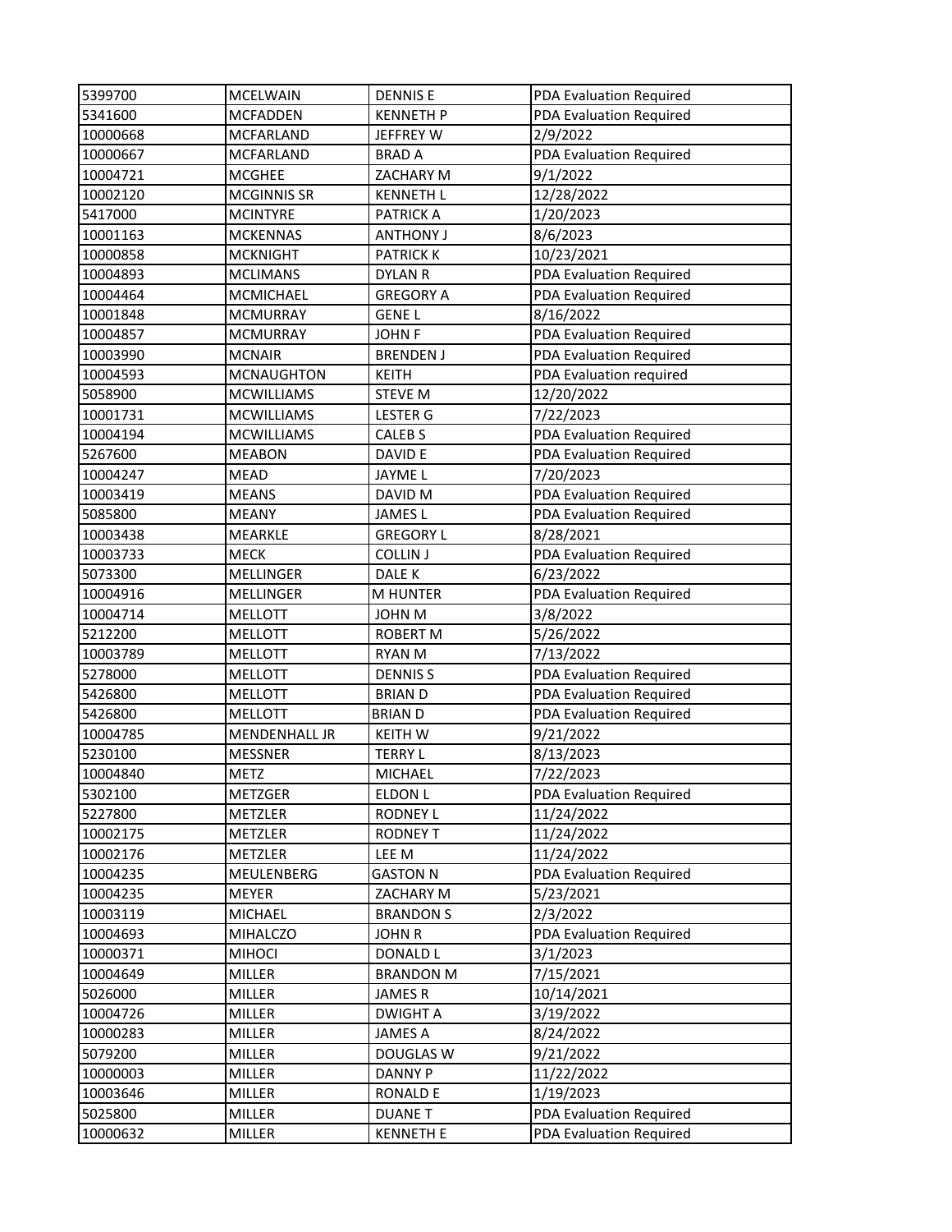| 5399700 | MCELWAIN | DENNIS E | PDA Evaluation Required |
|---|---|---|---|
| 5341600 | MCFADDEN | KENNETH P | PDA Evaluation Required |
| 10000668 | MCFARLAND | JEFFREY W | 2/9/2022 |
| 10000667 | MCFARLAND | BRAD A | PDA Evaluation Required |
| 10004721 | MCGHEE | ZACHARY M | 9/1/2022 |
| 10002120 | MCGINNIS SR | KENNETH L | 12/28/2022 |
| 5417000 | MCINTYRE | PATRICK A | 1/20/2023 |
| 10001163 | MCKENNAS | ANTHONY J | 8/6/2023 |
| 10000858 | MCKNIGHT | PATRICK K | 10/23/2021 |
| 10004893 | MCLIMANS | DYLAN R | PDA Evaluation Required |
| 10004464 | MCMICHAEL | GREGORY A | PDA Evaluation Required |
| 10001848 | MCMURRAY | GENE L | 8/16/2022 |
| 10004857 | MCMURRAY | JOHN F | PDA Evaluation Required |
| 10003990 | MCNAIR | BRENDEN J | PDA Evaluation Required |
| 10004593 | MCNAUGHTON | KEITH | PDA Evaluation required |
| 5058900 | MCWILLIAMS | STEVE M | 12/20/2022 |
| 10001731 | MCWILLIAMS | LESTER G | 7/22/2023 |
| 10004194 | MCWILLIAMS | CALEB S | PDA Evaluation Required |
| 5267600 | MEABON | DAVID E | PDA Evaluation Required |
| 10004247 | MEAD | JAYME L | 7/20/2023 |
| 10003419 | MEANS | DAVID M | PDA Evaluation Required |
| 5085800 | MEANY | JAMES L | PDA Evaluation Required |
| 10003438 | MEARKLE | GREGORY L | 8/28/2021 |
| 10003733 | MECK | COLLIN J | PDA Evaluation Required |
| 5073300 | MELLINGER | DALE K | 6/23/2022 |
| 10004916 | MELLINGER | M HUNTER | PDA Evaluation Required |
| 10004714 | MELLOTT | JOHN M | 3/8/2022 |
| 5212200 | MELLOTT | ROBERT M | 5/26/2022 |
| 10003789 | MELLOTT | RYAN M | 7/13/2022 |
| 5278000 | MELLOTT | DENNIS S | PDA Evaluation Required |
| 5426800 | MELLOTT | BRIAN D | PDA Evaluation Required |
| 5426800 | MELLOTT | BRIAN D | PDA Evaluation Required |
| 10004785 | MENDENHALL JR | KEITH W | 9/21/2022 |
| 5230100 | MESSNER | TERRY L | 8/13/2023 |
| 10004840 | METZ | MICHAEL | 7/22/2023 |
| 5302100 | METZGER | ELDON L | PDA Evaluation Required |
| 5227800 | METZLER | RODNEY L | 11/24/2022 |
| 10002175 | METZLER | RODNEY T | 11/24/2022 |
| 10002176 | METZLER | LEE M | 11/24/2022 |
| 10004235 | MEULENBERG | GASTON N | PDA Evaluation Required |
| 10004235 | MEYER | ZACHARY M | 5/23/2021 |
| 10003119 | MICHAEL | BRANDON S | 2/3/2022 |
| 10004693 | MIHALCZO | JOHN R | PDA Evaluation Required |
| 10000371 | MIHOCI | DONALD L | 3/1/2023 |
| 10004649 | MILLER | BRANDON M | 7/15/2021 |
| 5026000 | MILLER | JAMES R | 10/14/2021 |
| 10004726 | MILLER | DWIGHT A | 3/19/2022 |
| 10000283 | MILLER | JAMES A | 8/24/2022 |
| 5079200 | MILLER | DOUGLAS W | 9/21/2022 |
| 10000003 | MILLER | DANNY P | 11/22/2022 |
| 10003646 | MILLER | RONALD E | 1/19/2023 |
| 5025800 | MILLER | DUANE T | PDA Evaluation Required |
| 10000632 | MILLER | KENNETH E | PDA Evaluation Required |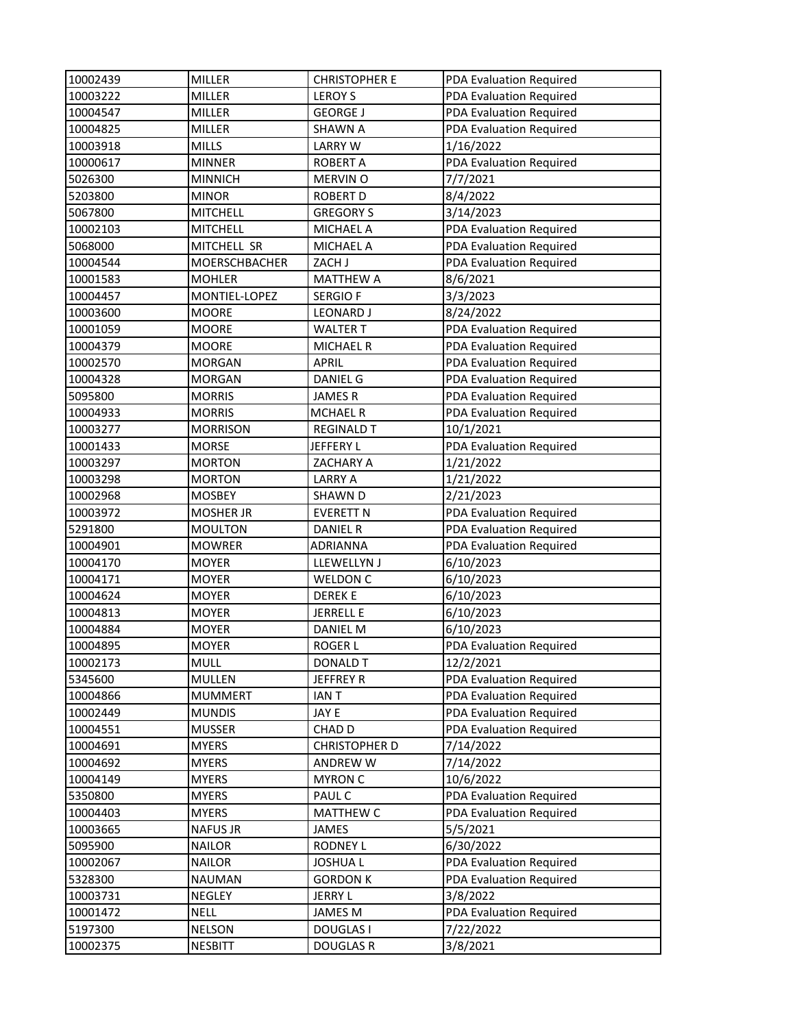| | | | |
|---|---|---|---|
| 10002439 | MILLER | CHRISTOPHER E | PDA Evaluation Required |
| 10003222 | MILLER | LEROY S | PDA Evaluation Required |
| 10004547 | MILLER | GEORGE J | PDA Evaluation Required |
| 10004825 | MILLER | SHAWN A | PDA Evaluation Required |
| 10003918 | MILLS | LARRY W | 1/16/2022 |
| 10000617 | MINNER | ROBERT A | PDA Evaluation Required |
| 5026300 | MINNICH | MERVIN O | 7/7/2021 |
| 5203800 | MINOR | ROBERT D | 8/4/2022 |
| 5067800 | MITCHELL | GREGORY S | 3/14/2023 |
| 10002103 | MITCHELL | MICHAEL A | PDA Evaluation Required |
| 5068000 | MITCHELL SR | MICHAEL A | PDA Evaluation Required |
| 10004544 | MOERSCHBACHER | ZACH J | PDA Evaluation Required |
| 10001583 | MOHLER | MATTHEW A | 8/6/2021 |
| 10004457 | MONTIEL-LOPEZ | SERGIO F | 3/3/2023 |
| 10003600 | MOORE | LEONARD J | 8/24/2022 |
| 10001059 | MOORE | WALTER T | PDA Evaluation Required |
| 10004379 | MOORE | MICHAEL R | PDA Evaluation Required |
| 10002570 | MORGAN | APRIL | PDA Evaluation Required |
| 10004328 | MORGAN | DANIEL G | PDA Evaluation Required |
| 5095800 | MORRIS | JAMES R | PDA Evaluation Required |
| 10004933 | MORRIS | MCHAEL R | PDA Evaluation Required |
| 10003277 | MORRISON | REGINALD T | 10/1/2021 |
| 10001433 | MORSE | JEFFERY L | PDA Evaluation Required |
| 10003297 | MORTON | ZACHARY A | 1/21/2022 |
| 10003298 | MORTON | LARRY A | 1/21/2022 |
| 10002968 | MOSBEY | SHAWN D | 2/21/2023 |
| 10003972 | MOSHER JR | EVERETT N | PDA Evaluation Required |
| 5291800 | MOULTON | DANIEL R | PDA Evaluation Required |
| 10004901 | MOWRER | ADRIANNA | PDA Evaluation Required |
| 10004170 | MOYER | LLEWELLYN J | 6/10/2023 |
| 10004171 | MOYER | WELDON C | 6/10/2023 |
| 10004624 | MOYER | DEREK E | 6/10/2023 |
| 10004813 | MOYER | JERRELL E | 6/10/2023 |
| 10004884 | MOYER | DANIEL M | 6/10/2023 |
| 10004895 | MOYER | ROGER L | PDA Evaluation Required |
| 10002173 | MULL | DONALD T | 12/2/2021 |
| 5345600 | MULLEN | JEFFREY R | PDA Evaluation Required |
| 10004866 | MUMMERT | IAN T | PDA Evaluation Required |
| 10002449 | MUNDIS | JAY E | PDA Evaluation Required |
| 10004551 | MUSSER | CHAD D | PDA Evaluation Required |
| 10004691 | MYERS | CHRISTOPHER D | 7/14/2022 |
| 10004692 | MYERS | ANDREW W | 7/14/2022 |
| 10004149 | MYERS | MYRON C | 10/6/2022 |
| 5350800 | MYERS | PAUL C | PDA Evaluation Required |
| 10004403 | MYERS | MATTHEW C | PDA Evaluation Required |
| 10003665 | NAFUS JR | JAMES | 5/5/2021 |
| 5095900 | NAILOR | RODNEY L | 6/30/2022 |
| 10002067 | NAILOR | JOSHUA L | PDA Evaluation Required |
| 5328300 | NAUMAN | GORDON K | PDA Evaluation Required |
| 10003731 | NEGLEY | JERRY L | 3/8/2022 |
| 10001472 | NELL | JAMES M | PDA Evaluation Required |
| 5197300 | NELSON | DOUGLAS I | 7/22/2022 |
| 10002375 | NESBITT | DOUGLAS R | 3/8/2021 |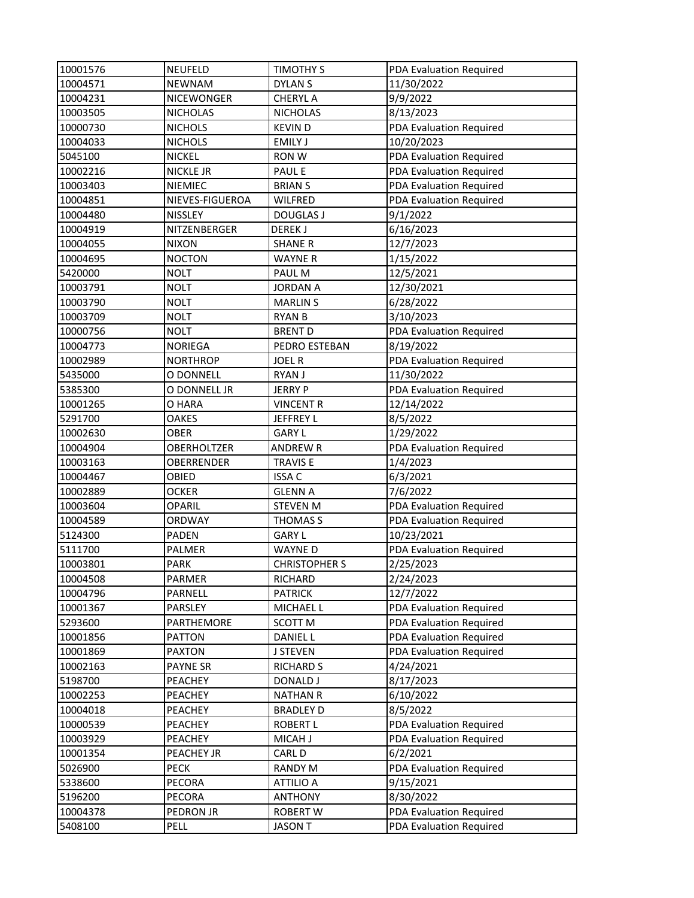| | | | |
|---|---|---|---|
| 10001576 | NEUFELD | TIMOTHY S | PDA Evaluation Required |
| 10004571 | NEWNAM | DYLAN S | 11/30/2022 |
| 10004231 | NICEWONGER | CHERYL A | 9/9/2022 |
| 10003505 | NICHOLAS | NICHOLAS | 8/13/2023 |
| 10000730 | NICHOLS | KEVIN D | PDA Evaluation Required |
| 10004033 | NICHOLS | EMILY J | 10/20/2023 |
| 5045100 | NICKEL | RON W | PDA Evaluation Required |
| 10002216 | NICKLE JR | PAUL E | PDA Evaluation Required |
| 10003403 | NIEMIEC | BRIAN S | PDA Evaluation Required |
| 10004851 | NIEVES-FIGUEROA | WILFRED | PDA Evaluation Required |
| 10004480 | NISSLEY | DOUGLAS J | 9/1/2022 |
| 10004919 | NITZENBERGER | DEREK J | 6/16/2023 |
| 10004055 | NIXON | SHANE R | 12/7/2023 |
| 10004695 | NOCTON | WAYNE R | 1/15/2022 |
| 5420000 | NOLT | PAUL M | 12/5/2021 |
| 10003791 | NOLT | JORDAN A | 12/30/2021 |
| 10003790 | NOLT | MARLIN S | 6/28/2022 |
| 10003709 | NOLT | RYAN B | 3/10/2023 |
| 10000756 | NOLT | BRENT D | PDA Evaluation Required |
| 10004773 | NORIEGA | PEDRO ESTEBAN | 8/19/2022 |
| 10002989 | NORTHROP | JOEL R | PDA Evaluation Required |
| 5435000 | O DONNELL | RYAN J | 11/30/2022 |
| 5385300 | O DONNELL JR | JERRY P | PDA Evaluation Required |
| 10001265 | O HARA | VINCENT R | 12/14/2022 |
| 5291700 | OAKES | JEFFREY L | 8/5/2022 |
| 10002630 | OBER | GARY L | 1/29/2022 |
| 10004904 | OBERHOLTZER | ANDREW R | PDA Evaluation Required |
| 10003163 | OBERRENDER | TRAVIS E | 1/4/2023 |
| 10004467 | OBIED | ISSA C | 6/3/2021 |
| 10002889 | OCKER | GLENN A | 7/6/2022 |
| 10003604 | OPARIL | STEVEN M | PDA Evaluation Required |
| 10004589 | ORDWAY | THOMAS S | PDA Evaluation Required |
| 5124300 | PADEN | GARY L | 10/23/2021 |
| 5111700 | PALMER | WAYNE D | PDA Evaluation Required |
| 10003801 | PARK | CHRISTOPHER S | 2/25/2023 |
| 10004508 | PARMER | RICHARD | 2/24/2023 |
| 10004796 | PARNELL | PATRICK | 12/7/2022 |
| 10001367 | PARSLEY | MICHAEL L | PDA Evaluation Required |
| 5293600 | PARTHEMORE | SCOTT M | PDA Evaluation Required |
| 10001856 | PATTON | DANIEL L | PDA Evaluation Required |
| 10001869 | PAXTON | J STEVEN | PDA Evaluation Required |
| 10002163 | PAYNE SR | RICHARD S | 4/24/2021 |
| 5198700 | PEACHEY | DONALD J | 8/17/2023 |
| 10002253 | PEACHEY | NATHAN R | 6/10/2022 |
| 10004018 | PEACHEY | BRADLEY D | 8/5/2022 |
| 10000539 | PEACHEY | ROBERT L | PDA Evaluation Required |
| 10003929 | PEACHEY | MICAH J | PDA Evaluation Required |
| 10001354 | PEACHEY JR | CARL D | 6/2/2021 |
| 5026900 | PECK | RANDY M | PDA Evaluation Required |
| 5338600 | PECORA | ATTILIO A | 9/15/2021 |
| 5196200 | PECORA | ANTHONY | 8/30/2022 |
| 10004378 | PEDRON JR | ROBERT W | PDA Evaluation Required |
| 5408100 | PELL | JASON T | PDA Evaluation Required |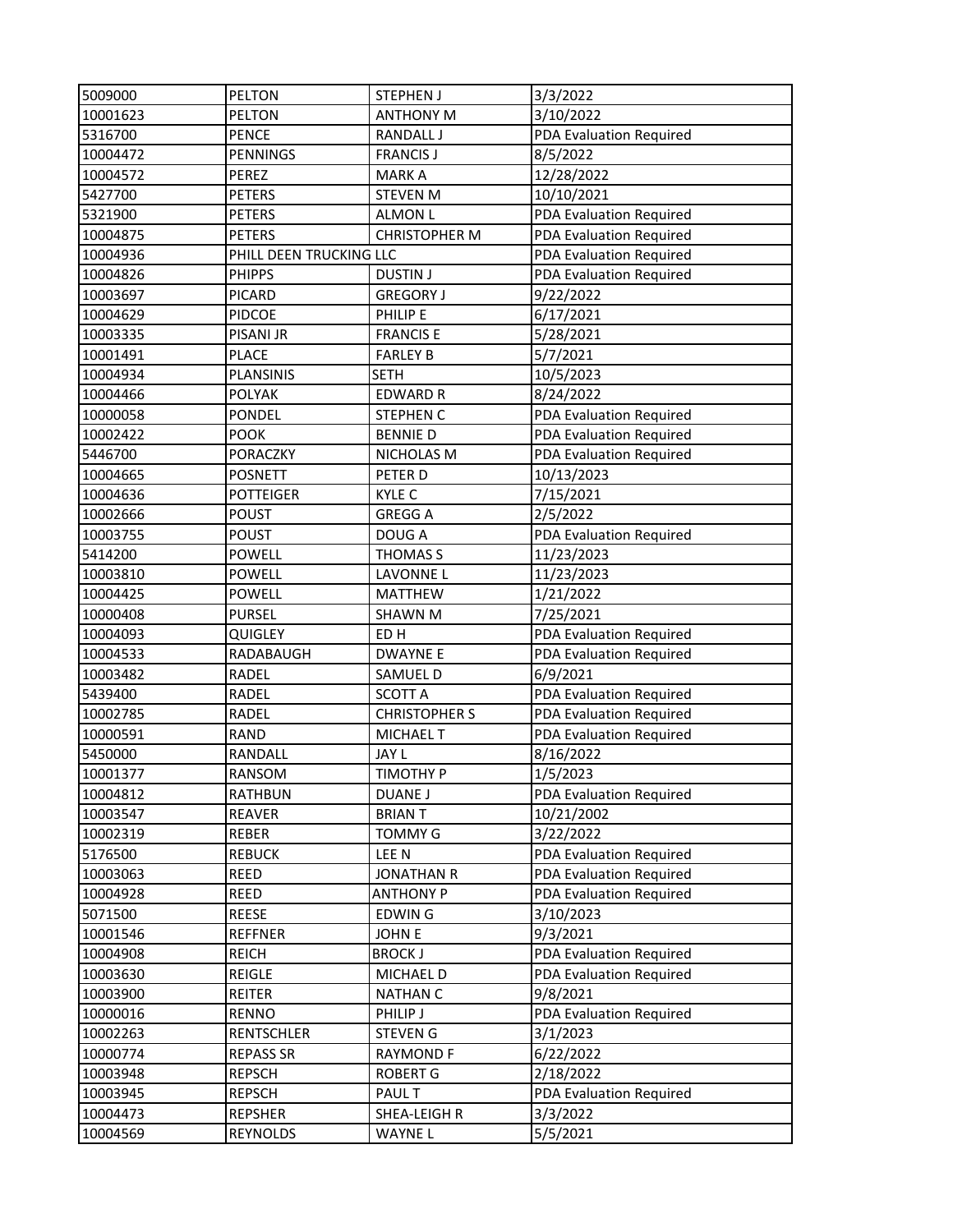| | | | |
|---|---|---|---|
| 5009000 | PELTON | STEPHEN J | 3/3/2022 |
| 10001623 | PELTON | ANTHONY M | 3/10/2022 |
| 5316700 | PENCE | RANDALL J | PDA Evaluation Required |
| 10004472 | PENNINGS | FRANCIS J | 8/5/2022 |
| 10004572 | PEREZ | MARK A | 12/28/2022 |
| 5427700 | PETERS | STEVEN M | 10/10/2021 |
| 5321900 | PETERS | ALMON L | PDA Evaluation Required |
| 10004875 | PETERS | CHRISTOPHER M | PDA Evaluation Required |
| 10004936 | PHILL DEEN TRUCKING LLC | | PDA Evaluation Required |
| 10004826 | PHIPPS | DUSTIN J | PDA Evaluation Required |
| 10003697 | PICARD | GREGORY J | 9/22/2022 |
| 10004629 | PIDCOE | PHILIP E | 6/17/2021 |
| 10003335 | PISANI JR | FRANCIS E | 5/28/2021 |
| 10001491 | PLACE | FARLEY B | 5/7/2021 |
| 10004934 | PLANSINIS | SETH | 10/5/2023 |
| 10004466 | POLYAK | EDWARD R | 8/24/2022 |
| 10000058 | PONDEL | STEPHEN C | PDA Evaluation Required |
| 10002422 | POOK | BENNIE D | PDA Evaluation Required |
| 5446700 | PORACZKY | NICHOLAS M | PDA Evaluation Required |
| 10004665 | POSNETT | PETER D | 10/13/2023 |
| 10004636 | POTTEIGER | KYLE C | 7/15/2021 |
| 10002666 | POUST | GREGG A | 2/5/2022 |
| 10003755 | POUST | DOUG A | PDA Evaluation Required |
| 5414200 | POWELL | THOMAS S | 11/23/2023 |
| 10003810 | POWELL | LAVONNE L | 11/23/2023 |
| 10004425 | POWELL | MATTHEW | 1/21/2022 |
| 10000408 | PURSEL | SHAWN M | 7/25/2021 |
| 10004093 | QUIGLEY | ED H | PDA Evaluation Required |
| 10004533 | RADABAUGH | DWAYNE E | PDA Evaluation Required |
| 10003482 | RADEL | SAMUEL D | 6/9/2021 |
| 5439400 | RADEL | SCOTT A | PDA Evaluation Required |
| 10002785 | RADEL | CHRISTOPHER S | PDA Evaluation Required |
| 10000591 | RAND | MICHAEL T | PDA Evaluation Required |
| 5450000 | RANDALL | JAY L | 8/16/2022 |
| 10001377 | RANSOM | TIMOTHY P | 1/5/2023 |
| 10004812 | RATHBUN | DUANE J | PDA Evaluation Required |
| 10003547 | REAVER | BRIAN T | 10/21/2002 |
| 10002319 | REBER | TOMMY G | 3/22/2022 |
| 5176500 | REBUCK | LEE N | PDA Evaluation Required |
| 10003063 | REED | JONATHAN R | PDA Evaluation Required |
| 10004928 | REED | ANTHONY P | PDA Evaluation Required |
| 5071500 | REESE | EDWIN G | 3/10/2023 |
| 10001546 | REFFNER | JOHN E | 9/3/2021 |
| 10004908 | REICH | BROCK J | PDA Evaluation Required |
| 10003630 | REIGLE | MICHAEL D | PDA Evaluation Required |
| 10003900 | REITER | NATHAN C | 9/8/2021 |
| 10000016 | RENNO | PHILIP J | PDA Evaluation Required |
| 10002263 | RENTSCHLER | STEVEN G | 3/1/2023 |
| 10000774 | REPASS SR | RAYMOND F | 6/22/2022 |
| 10003948 | REPSCH | ROBERT G | 2/18/2022 |
| 10003945 | REPSCH | PAUL T | PDA Evaluation Required |
| 10004473 | REPSHER | SHEA-LEIGH R | 3/3/2022 |
| 10004569 | REYNOLDS | WAYNE L | 5/5/2021 |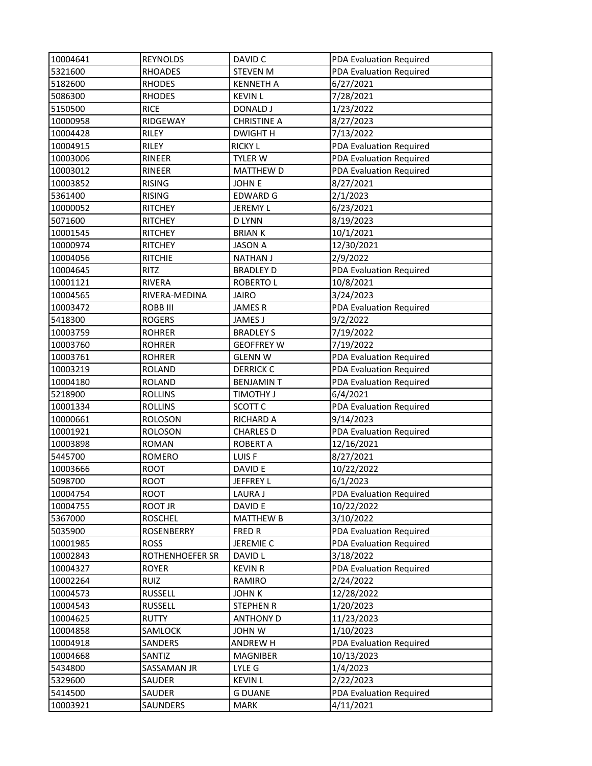| 10004641 | REYNOLDS | DAVID C | PDA Evaluation Required |
|---|---|---|---|
| 5321600 | RHOADES | STEVEN M | PDA Evaluation Required |
| 5182600 | RHODES | KENNETH A | 6/27/2021 |
| 5086300 | RHODES | KEVIN L | 7/28/2021 |
| 5150500 | RICE | DONALD J | 1/23/2022 |
| 10000958 | RIDGEWAY | CHRISTINE A | 8/27/2023 |
| 10004428 | RILEY | DWIGHT H | 7/13/2022 |
| 10004915 | RILEY | RICKY L | PDA Evaluation Required |
| 10003006 | RINEER | TYLER W | PDA Evaluation Required |
| 10003012 | RINEER | MATTHEW D | PDA Evaluation Required |
| 10003852 | RISING | JOHN E | 8/27/2021 |
| 5361400 | RISING | EDWARD G | 2/1/2023 |
| 10000052 | RITCHEY | JEREMY L | 6/23/2021 |
| 5071600 | RITCHEY | D LYNN | 8/19/2023 |
| 10001545 | RITCHEY | BRIAN K | 10/1/2021 |
| 10000974 | RITCHEY | JASON A | 12/30/2021 |
| 10004056 | RITCHIE | NATHAN J | 2/9/2022 |
| 10004645 | RITZ | BRADLEY D | PDA Evaluation Required |
| 10001121 | RIVERA | ROBERTO L | 10/8/2021 |
| 10004565 | RIVERA-MEDINA | JAIRO | 3/24/2023 |
| 10003472 | ROBB III | JAMES R | PDA Evaluation Required |
| 5418300 | ROGERS | JAMES J | 9/2/2022 |
| 10003759 | ROHRER | BRADLEY S | 7/19/2022 |
| 10003760 | ROHRER | GEOFFREY W | 7/19/2022 |
| 10003761 | ROHRER | GLENN W | PDA Evaluation Required |
| 10003219 | ROLAND | DERRICK C | PDA Evaluation Required |
| 10004180 | ROLAND | BENJAMIN T | PDA Evaluation Required |
| 5218900 | ROLLINS | TIMOTHY J | 6/4/2021 |
| 10001334 | ROLLINS | SCOTT C | PDA Evaluation Required |
| 10000661 | ROLOSON | RICHARD A | 9/14/2023 |
| 10001921 | ROLOSON | CHARLES D | PDA Evaluation Required |
| 10003898 | ROMAN | ROBERT A | 12/16/2021 |
| 5445700 | ROMERO | LUIS F | 8/27/2021 |
| 10003666 | ROOT | DAVID E | 10/22/2022 |
| 5098700 | ROOT | JEFFREY L | 6/1/2023 |
| 10004754 | ROOT | LAURA J | PDA Evaluation Required |
| 10004755 | ROOT JR | DAVID E | 10/22/2022 |
| 5367000 | ROSCHEL | MATTHEW B | 3/10/2022 |
| 5035900 | ROSENBERRY | FRED R | PDA Evaluation Required |
| 10001985 | ROSS | JEREMIE C | PDA Evaluation Required |
| 10002843 | ROTHENHOEFER SR | DAVID L | 3/18/2022 |
| 10004327 | ROYER | KEVIN R | PDA Evaluation Required |
| 10002264 | RUIZ | RAMIRO | 2/24/2022 |
| 10004573 | RUSSELL | JOHN K | 12/28/2022 |
| 10004543 | RUSSELL | STEPHEN R | 1/20/2023 |
| 10004625 | RUTTY | ANTHONY D | 11/23/2023 |
| 10004858 | SAMLOCK | JOHN W | 1/10/2023 |
| 10004918 | SANDERS | ANDREW H | PDA Evaluation Required |
| 10004668 | SANTIZ | MAGNIBER | 10/13/2023 |
| 5434800 | SASSAMAN JR | LYLE G | 1/4/2023 |
| 5329600 | SAUDER | KEVIN L | 2/22/2023 |
| 5414500 | SAUDER | G DUANE | PDA Evaluation Required |
| 10003921 | SAUNDERS | MARK | 4/11/2021 |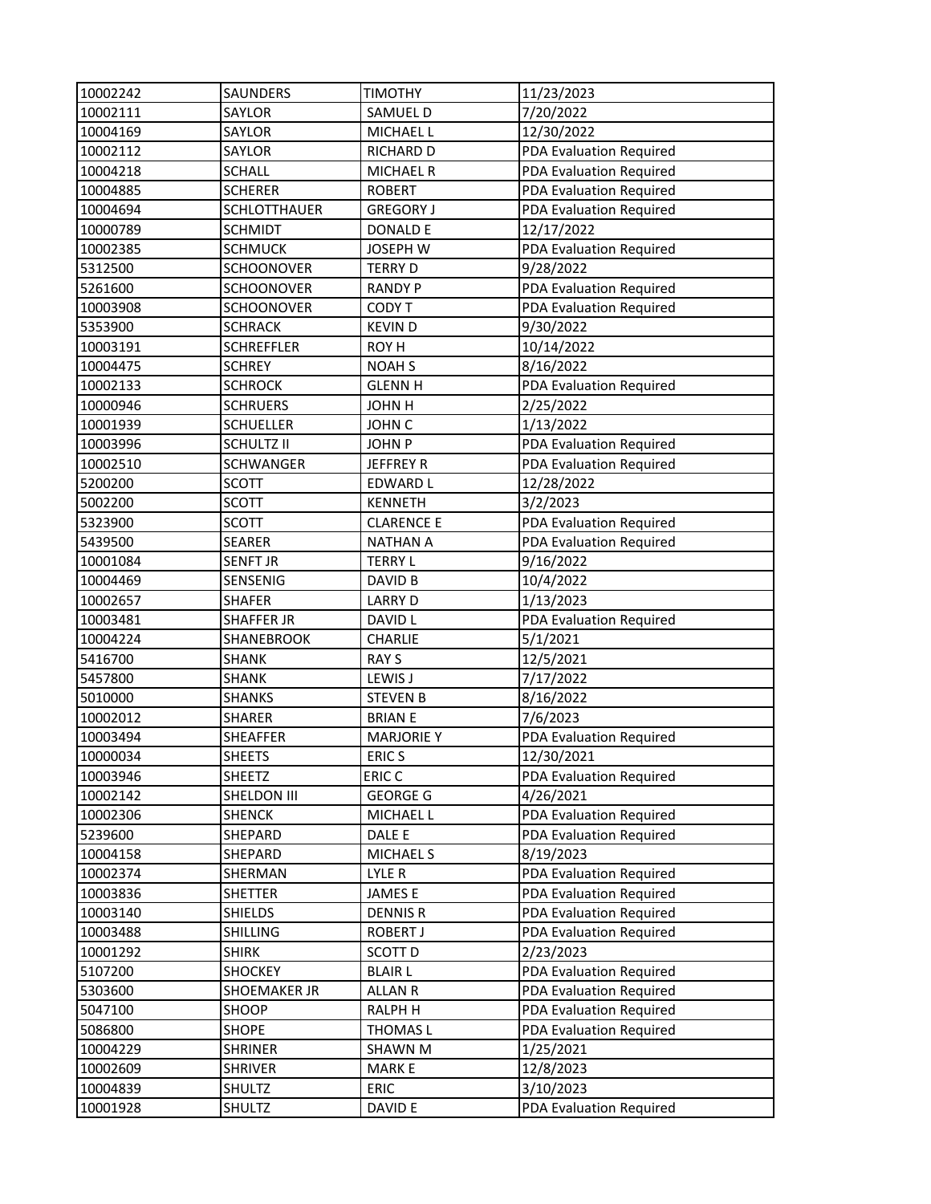| | | | |
|---|---|---|---|
| 10002242 | SAUNDERS | TIMOTHY | 11/23/2023 |
| 10002111 | SAYLOR | SAMUEL D | 7/20/2022 |
| 10004169 | SAYLOR | MICHAEL L | 12/30/2022 |
| 10002112 | SAYLOR | RICHARD D | PDA Evaluation Required |
| 10004218 | SCHALL | MICHAEL R | PDA Evaluation Required |
| 10004885 | SCHERER | ROBERT | PDA Evaluation Required |
| 10004694 | SCHLOTTHAUER | GREGORY J | PDA Evaluation Required |
| 10000789 | SCHMIDT | DONALD E | 12/17/2022 |
| 10002385 | SCHMUCK | JOSEPH W | PDA Evaluation Required |
| 5312500 | SCHOONOVER | TERRY D | 9/28/2022 |
| 5261600 | SCHOONOVER | RANDY P | PDA Evaluation Required |
| 10003908 | SCHOONOVER | CODY T | PDA Evaluation Required |
| 5353900 | SCHRACK | KEVIN D | 9/30/2022 |
| 10003191 | SCHREFFLER | ROY H | 10/14/2022 |
| 10004475 | SCHREY | NOAH S | 8/16/2022 |
| 10002133 | SCHROCK | GLENN H | PDA Evaluation Required |
| 10000946 | SCHRUERS | JOHN H | 2/25/2022 |
| 10001939 | SCHUELLER | JOHN C | 1/13/2022 |
| 10003996 | SCHULTZ II | JOHN P | PDA Evaluation Required |
| 10002510 | SCHWANGER | JEFFREY R | PDA Evaluation Required |
| 5200200 | SCOTT | EDWARD L | 12/28/2022 |
| 5002200 | SCOTT | KENNETH | 3/2/2023 |
| 5323900 | SCOTT | CLARENCE E | PDA Evaluation Required |
| 5439500 | SEARER | NATHAN A | PDA Evaluation Required |
| 10001084 | SENFT JR | TERRY L | 9/16/2022 |
| 10004469 | SENSENIG | DAVID B | 10/4/2022 |
| 10002657 | SHAFER | LARRY D | 1/13/2023 |
| 10003481 | SHAFFER JR | DAVID L | PDA Evaluation Required |
| 10004224 | SHANEBROOK | CHARLIE | 5/1/2021 |
| 5416700 | SHANK | RAY S | 12/5/2021 |
| 5457800 | SHANK | LEWIS J | 7/17/2022 |
| 5010000 | SHANKS | STEVEN B | 8/16/2022 |
| 10002012 | SHARER | BRIAN E | 7/6/2023 |
| 10003494 | SHEAFFER | MARJORIE Y | PDA Evaluation Required |
| 10000034 | SHEETS | ERIC S | 12/30/2021 |
| 10003946 | SHEETZ | ERIC C | PDA Evaluation Required |
| 10002142 | SHELDON III | GEORGE G | 4/26/2021 |
| 10002306 | SHENCK | MICHAEL L | PDA Evaluation Required |
| 5239600 | SHEPARD | DALE E | PDA Evaluation Required |
| 10004158 | SHEPARD | MICHAEL S | 8/19/2023 |
| 10002374 | SHERMAN | LYLE R | PDA Evaluation Required |
| 10003836 | SHETTER | JAMES E | PDA Evaluation Required |
| 10003140 | SHIELDS | DENNIS R | PDA Evaluation Required |
| 10003488 | SHILLING | ROBERT J | PDA Evaluation Required |
| 10001292 | SHIRK | SCOTT D | 2/23/2023 |
| 5107200 | SHOCKEY | BLAIR L | PDA Evaluation Required |
| 5303600 | SHOEMAKER JR | ALLAN R | PDA Evaluation Required |
| 5047100 | SHOOP | RALPH H | PDA Evaluation Required |
| 5086800 | SHOPE | THOMAS L | PDA Evaluation Required |
| 10004229 | SHRINER | SHAWN M | 1/25/2021 |
| 10002609 | SHRIVER | MARK E | 12/8/2023 |
| 10004839 | SHULTZ | ERIC | 3/10/2023 |
| 10001928 | SHULTZ | DAVID E | PDA Evaluation Required |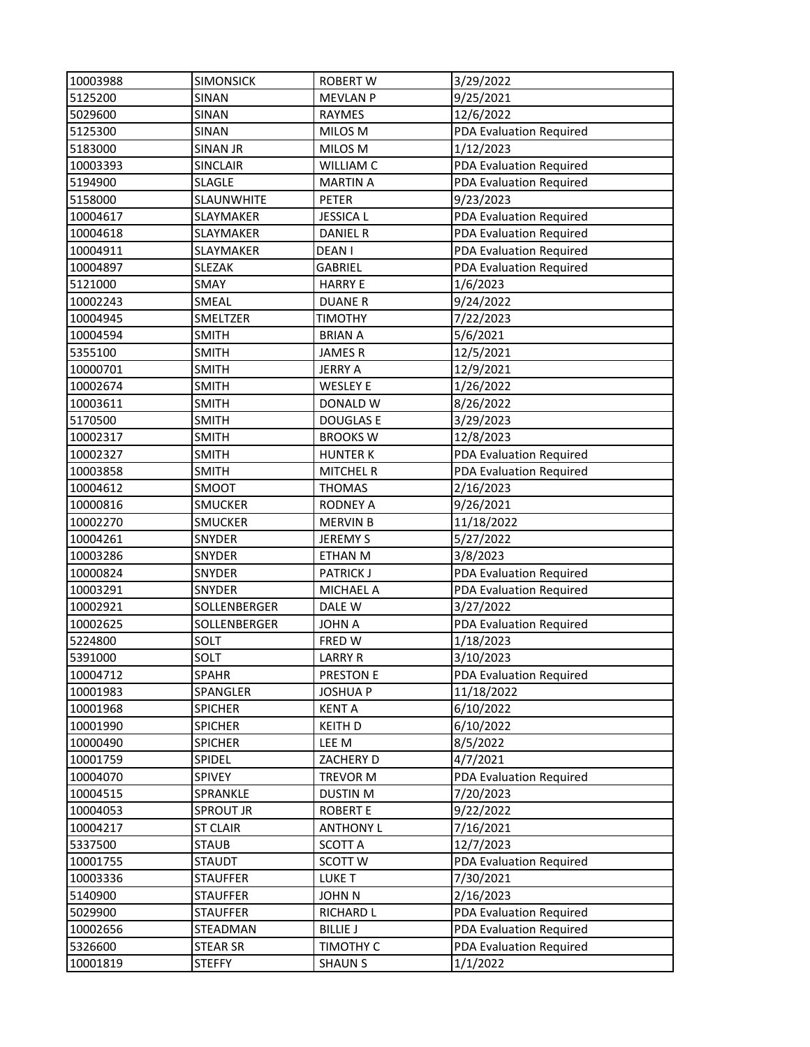| 10003988 | SIMONSICK | ROBERT W | 3/29/2022 |
|---|---|---|---|
| 5125200 | SINAN | MEVLAN P | 9/25/2021 |
| 5029600 | SINAN | RAYMES | 12/6/2022 |
| 5125300 | SINAN | MILOS M | PDA Evaluation Required |
| 5183000 | SINAN JR | MILOS M | 1/12/2023 |
| 10003393 | SINCLAIR | WILLIAM C | PDA Evaluation Required |
| 5194900 | SLAGLE | MARTIN A | PDA Evaluation Required |
| 5158000 | SLAUNWHITE | PETER | 9/23/2023 |
| 10004617 | SLAYMAKER | JESSICA L | PDA Evaluation Required |
| 10004618 | SLAYMAKER | DANIEL R | PDA Evaluation Required |
| 10004911 | SLAYMAKER | DEAN I | PDA Evaluation Required |
| 10004897 | SLEZAK | GABRIEL | PDA Evaluation Required |
| 5121000 | SMAY | HARRY E | 1/6/2023 |
| 10002243 | SMEAL | DUANE R | 9/24/2022 |
| 10004945 | SMELTZER | TIMOTHY | 7/22/2023 |
| 10004594 | SMITH | BRIAN A | 5/6/2021 |
| 5355100 | SMITH | JAMES R | 12/5/2021 |
| 10000701 | SMITH | JERRY A | 12/9/2021 |
| 10002674 | SMITH | WESLEY E | 1/26/2022 |
| 10003611 | SMITH | DONALD W | 8/26/2022 |
| 5170500 | SMITH | DOUGLAS E | 3/29/2023 |
| 10002317 | SMITH | BROOKS W | 12/8/2023 |
| 10002327 | SMITH | HUNTER K | PDA Evaluation Required |
| 10003858 | SMITH | MITCHEL R | PDA Evaluation Required |
| 10004612 | SMOOT | THOMAS | 2/16/2023 |
| 10000816 | SMUCKER | RODNEY A | 9/26/2021 |
| 10002270 | SMUCKER | MERVIN B | 11/18/2022 |
| 10004261 | SNYDER | JEREMY S | 5/27/2022 |
| 10003286 | SNYDER | ETHAN M | 3/8/2023 |
| 10000824 | SNYDER | PATRICK J | PDA Evaluation Required |
| 10003291 | SNYDER | MICHAEL A | PDA Evaluation Required |
| 10002921 | SOLLENBERGER | DALE W | 3/27/2022 |
| 10002625 | SOLLENBERGER | JOHN A | PDA Evaluation Required |
| 5224800 | SOLT | FRED W | 1/18/2023 |
| 5391000 | SOLT | LARRY R | 3/10/2023 |
| 10004712 | SPAHR | PRESTON E | PDA Evaluation Required |
| 10001983 | SPANGLER | JOSHUA P | 11/18/2022 |
| 10001968 | SPICHER | KENT A | 6/10/2022 |
| 10001990 | SPICHER | KEITH D | 6/10/2022 |
| 10000490 | SPICHER | LEE M | 8/5/2022 |
| 10001759 | SPIDEL | ZACHERY D | 4/7/2021 |
| 10004070 | SPIVEY | TREVOR M | PDA Evaluation Required |
| 10004515 | SPRANKLE | DUSTIN M | 7/20/2023 |
| 10004053 | SPROUT JR | ROBERT E | 9/22/2022 |
| 10004217 | ST CLAIR | ANTHONY L | 7/16/2021 |
| 5337500 | STAUB | SCOTT A | 12/7/2023 |
| 10001755 | STAUDT | SCOTT W | PDA Evaluation Required |
| 10003336 | STAUFFER | LUKE T | 7/30/2021 |
| 5140900 | STAUFFER | JOHN N | 2/16/2023 |
| 5029900 | STAUFFER | RICHARD L | PDA Evaluation Required |
| 10002656 | STEADMAN | BILLIE J | PDA Evaluation Required |
| 5326600 | STEAR SR | TIMOTHY C | PDA Evaluation Required |
| 10001819 | STEFFY | SHAUN S | 1/1/2022 |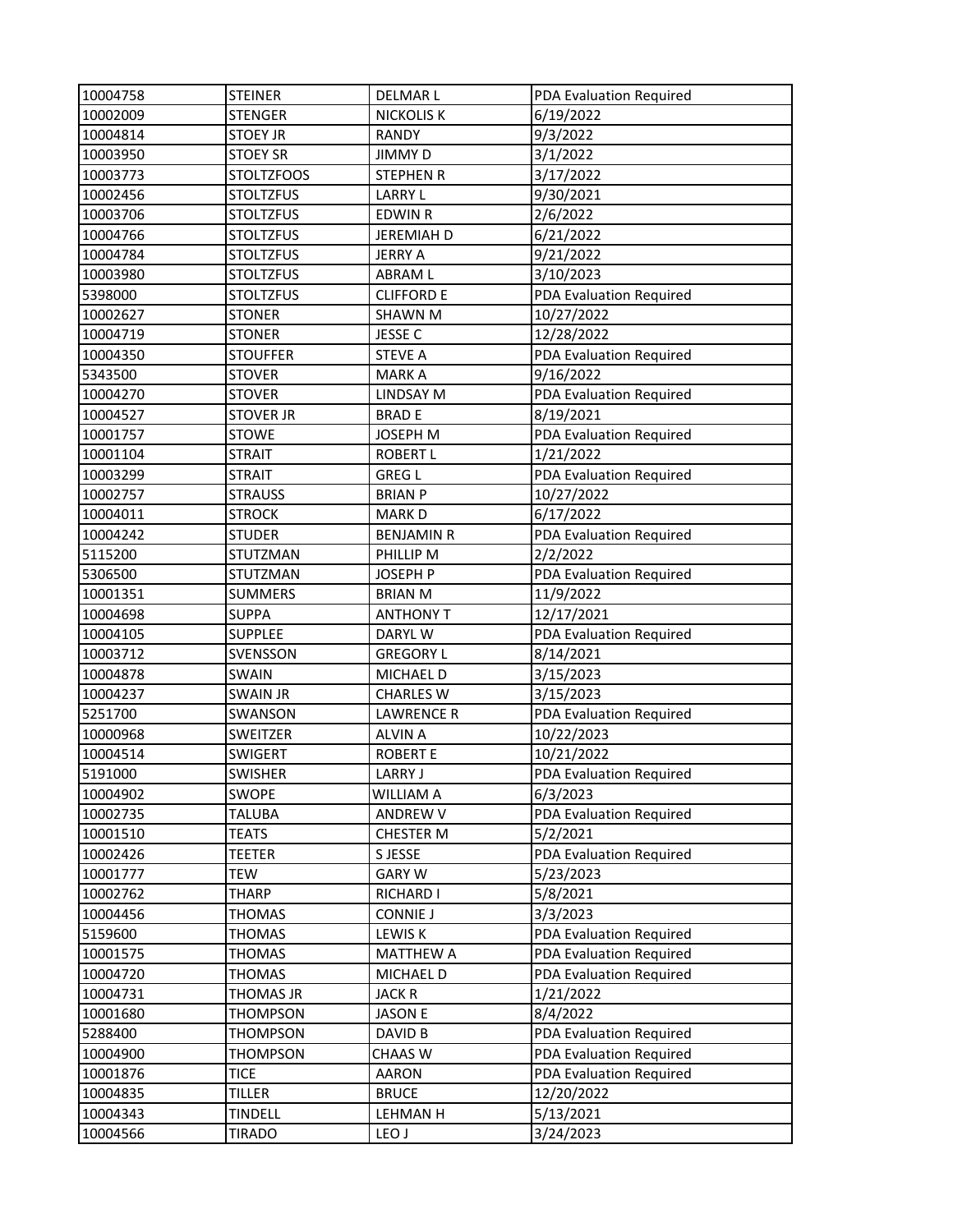| 10004758 | STEINER | DELMAR L | PDA Evaluation Required |
|---|---|---|---|
| 10002009 | STENGER | NICKOLIS K | 6/19/2022 |
| 10004814 | STOEY JR | RANDY | 9/3/2022 |
| 10003950 | STOEY SR | JIMMY D | 3/1/2022 |
| 10003773 | STOLTZFOOS | STEPHEN R | 3/17/2022 |
| 10002456 | STOLTZFUS | LARRY L | 9/30/2021 |
| 10003706 | STOLTZFUS | EDWIN R | 2/6/2022 |
| 10004766 | STOLTZFUS | JEREMIAH D | 6/21/2022 |
| 10004784 | STOLTZFUS | JERRY A | 9/21/2022 |
| 10003980 | STOLTZFUS | ABRAM L | 3/10/2023 |
| 5398000 | STOLTZFUS | CLIFFORD E | PDA Evaluation Required |
| 10002627 | STONER | SHAWN M | 10/27/2022 |
| 10004719 | STONER | JESSE C | 12/28/2022 |
| 10004350 | STOUFFER | STEVE A | PDA Evaluation Required |
| 5343500 | STOVER | MARK A | 9/16/2022 |
| 10004270 | STOVER | LINDSAY M | PDA Evaluation Required |
| 10004527 | STOVER JR | BRAD E | 8/19/2021 |
| 10001757 | STOWE | JOSEPH M | PDA Evaluation Required |
| 10001104 | STRAIT | ROBERT L | 1/21/2022 |
| 10003299 | STRAIT | GREG L | PDA Evaluation Required |
| 10002757 | STRAUSS | BRIAN P | 10/27/2022 |
| 10004011 | STROCK | MARK D | 6/17/2022 |
| 10004242 | STUDER | BENJAMIN R | PDA Evaluation Required |
| 5115200 | STUTZMAN | PHILLIP M | 2/2/2022 |
| 5306500 | STUTZMAN | JOSEPH P | PDA Evaluation Required |
| 10001351 | SUMMERS | BRIAN M | 11/9/2022 |
| 10004698 | SUPPA | ANTHONY T | 12/17/2021 |
| 10004105 | SUPPLEE | DARYL W | PDA Evaluation Required |
| 10003712 | SVENSSON | GREGORY L | 8/14/2021 |
| 10004878 | SWAIN | MICHAEL D | 3/15/2023 |
| 10004237 | SWAIN JR | CHARLES W | 3/15/2023 |
| 5251700 | SWANSON | LAWRENCE R | PDA Evaluation Required |
| 10000968 | SWEITZER | ALVIN A | 10/22/2023 |
| 10004514 | SWIGERT | ROBERT E | 10/21/2022 |
| 5191000 | SWISHER | LARRY J | PDA Evaluation Required |
| 10004902 | SWOPE | WILLIAM A | 6/3/2023 |
| 10002735 | TALUBA | ANDREW V | PDA Evaluation Required |
| 10001510 | TEATS | CHESTER M | 5/2/2021 |
| 10002426 | TEETER | S JESSE | PDA Evaluation Required |
| 10001777 | TEW | GARY W | 5/23/2023 |
| 10002762 | THARP | RICHARD I | 5/8/2021 |
| 10004456 | THOMAS | CONNIE J | 3/3/2023 |
| 5159600 | THOMAS | LEWIS K | PDA Evaluation Required |
| 10001575 | THOMAS | MATTHEW A | PDA Evaluation Required |
| 10004720 | THOMAS | MICHAEL D | PDA Evaluation Required |
| 10004731 | THOMAS JR | JACK R | 1/21/2022 |
| 10001680 | THOMPSON | JASON E | 8/4/2022 |
| 5288400 | THOMPSON | DAVID B | PDA Evaluation Required |
| 10004900 | THOMPSON | CHAAS W | PDA Evaluation Required |
| 10001876 | TICE | AARON | PDA Evaluation Required |
| 10004835 | TILLER | BRUCE | 12/20/2022 |
| 10004343 | TINDELL | LEHMAN H | 5/13/2021 |
| 10004566 | TIRADO | LEO J | 3/24/2023 |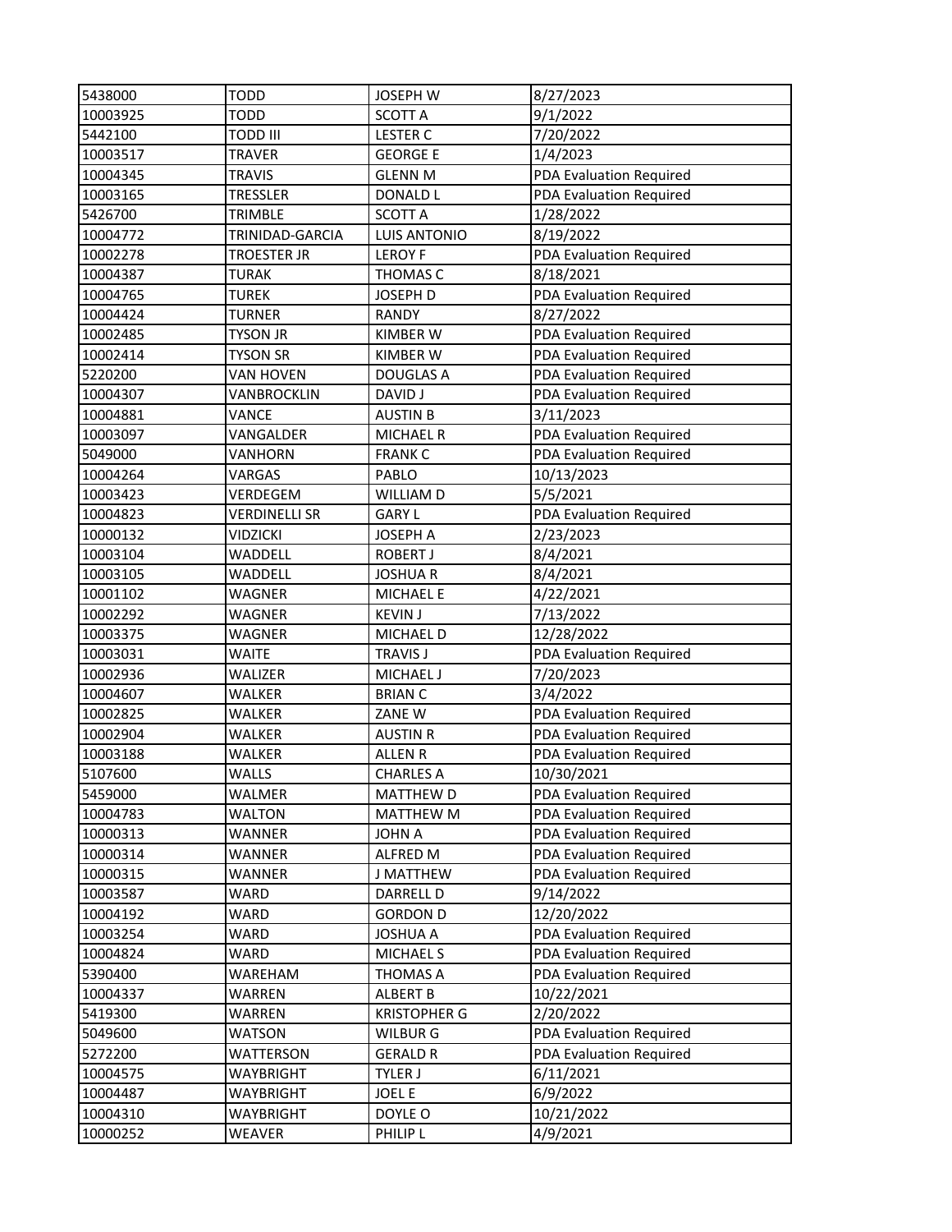| 5438000 | TODD | JOSEPH W | 8/27/2023 |
|---|---|---|---|
| 10003925 | TODD | SCOTT A | 9/1/2022 |
| 5442100 | TODD III | LESTER C | 7/20/2022 |
| 10003517 | TRAVER | GEORGE E | 1/4/2023 |
| 10004345 | TRAVIS | GLENN M | PDA Evaluation Required |
| 10003165 | TRESSLER | DONALD L | PDA Evaluation Required |
| 5426700 | TRIMBLE | SCOTT A | 1/28/2022 |
| 10004772 | TRINIDAD-GARCIA | LUIS ANTONIO | 8/19/2022 |
| 10002278 | TROESTER JR | LEROY F | PDA Evaluation Required |
| 10004387 | TURAK | THOMAS C | 8/18/2021 |
| 10004765 | TUREK | JOSEPH D | PDA Evaluation Required |
| 10004424 | TURNER | RANDY | 8/27/2022 |
| 10002485 | TYSON JR | KIMBER W | PDA Evaluation Required |
| 10002414 | TYSON SR | KIMBER W | PDA Evaluation Required |
| 5220200 | VAN HOVEN | DOUGLAS A | PDA Evaluation Required |
| 10004307 | VANBROCKLIN | DAVID J | PDA Evaluation Required |
| 10004881 | VANCE | AUSTIN B | 3/11/2023 |
| 10003097 | VANGALDER | MICHAEL R | PDA Evaluation Required |
| 5049000 | VANHORN | FRANK C | PDA Evaluation Required |
| 10004264 | VARGAS | PABLO | 10/13/2023 |
| 10003423 | VERDEGEM | WILLIAM D | 5/5/2021 |
| 10004823 | VERDINELLI SR | GARY L | PDA Evaluation Required |
| 10000132 | VIDZICKI | JOSEPH A | 2/23/2023 |
| 10003104 | WADDELL | ROBERT J | 8/4/2021 |
| 10003105 | WADDELL | JOSHUA R | 8/4/2021 |
| 10001102 | WAGNER | MICHAEL E | 4/22/2021 |
| 10002292 | WAGNER | KEVIN J | 7/13/2022 |
| 10003375 | WAGNER | MICHAEL D | 12/28/2022 |
| 10003031 | WAITE | TRAVIS J | PDA Evaluation Required |
| 10002936 | WALIZER | MICHAEL J | 7/20/2023 |
| 10004607 | WALKER | BRIAN C | 3/4/2022 |
| 10002825 | WALKER | ZANE W | PDA Evaluation Required |
| 10002904 | WALKER | AUSTIN R | PDA Evaluation Required |
| 10003188 | WALKER | ALLEN R | PDA Evaluation Required |
| 5107600 | WALLS | CHARLES A | 10/30/2021 |
| 5459000 | WALMER | MATTHEW D | PDA Evaluation Required |
| 10004783 | WALTON | MATTHEW M | PDA Evaluation Required |
| 10000313 | WANNER | JOHN A | PDA Evaluation Required |
| 10000314 | WANNER | ALFRED M | PDA Evaluation Required |
| 10000315 | WANNER | J MATTHEW | PDA Evaluation Required |
| 10003587 | WARD | DARRELL D | 9/14/2022 |
| 10004192 | WARD | GORDON D | 12/20/2022 |
| 10003254 | WARD | JOSHUA A | PDA Evaluation Required |
| 10004824 | WARD | MICHAEL S | PDA Evaluation Required |
| 5390400 | WAREHAM | THOMAS A | PDA Evaluation Required |
| 10004337 | WARREN | ALBERT B | 10/22/2021 |
| 5419300 | WARREN | KRISTOPHER G | 2/20/2022 |
| 5049600 | WATSON | WILBUR G | PDA Evaluation Required |
| 5272200 | WATTERSON | GERALD R | PDA Evaluation Required |
| 10004575 | WAYBRIGHT | TYLER J | 6/11/2021 |
| 10004487 | WAYBRIGHT | JOEL E | 6/9/2022 |
| 10004310 | WAYBRIGHT | DOYLE O | 10/21/2022 |
| 10000252 | WEAVER | PHILIP L | 4/9/2021 |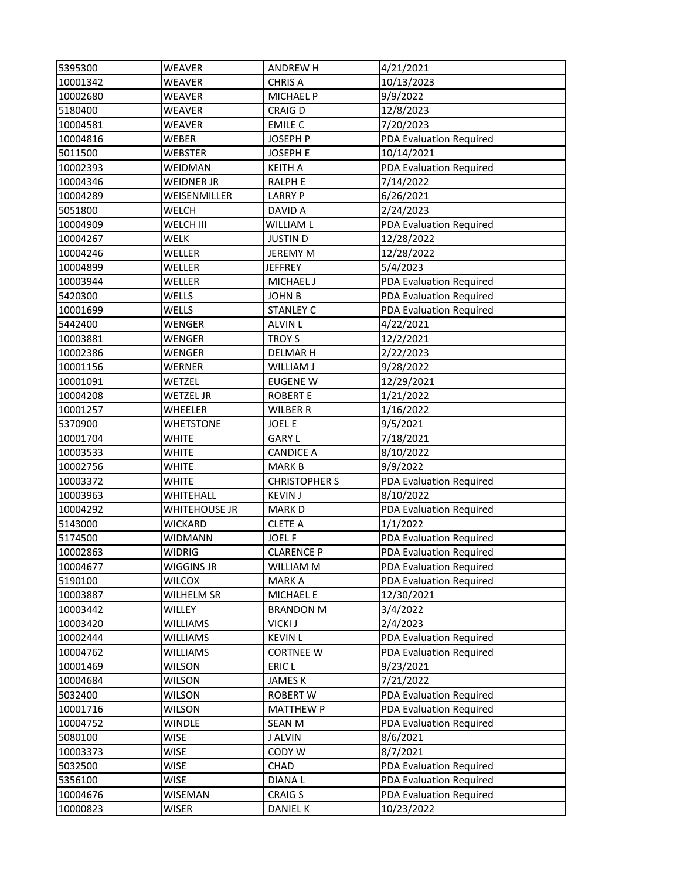| 5395300 | WEAVER | ANDREW H | 4/21/2021 |
|---|---|---|---|
| 10001342 | WEAVER | CHRIS A | 10/13/2023 |
| 10002680 | WEAVER | MICHAEL P | 9/9/2022 |
| 5180400 | WEAVER | CRAIG D | 12/8/2023 |
| 10004581 | WEAVER | EMILE C | 7/20/2023 |
| 10004816 | WEBER | JOSEPH P | PDA Evaluation Required |
| 5011500 | WEBSTER | JOSEPH E | 10/14/2021 |
| 10002393 | WEIDMAN | KEITH A | PDA Evaluation Required |
| 10004346 | WEIDNER JR | RALPH E | 7/14/2022 |
| 10004289 | WEISENMILLER | LARRY P | 6/26/2021 |
| 5051800 | WELCH | DAVID A | 2/24/2023 |
| 10004909 | WELCH III | WILLIAM L | PDA Evaluation Required |
| 10004267 | WELK | JUSTIN D | 12/28/2022 |
| 10004246 | WELLER | JEREMY M | 12/28/2022 |
| 10004899 | WELLER | JEFFREY | 5/4/2023 |
| 10003944 | WELLER | MICHAEL J | PDA Evaluation Required |
| 5420300 | WELLS | JOHN B | PDA Evaluation Required |
| 10001699 | WELLS | STANLEY C | PDA Evaluation Required |
| 5442400 | WENGER | ALVIN L | 4/22/2021 |
| 10003881 | WENGER | TROY S | 12/2/2021 |
| 10002386 | WENGER | DELMAR H | 2/22/2023 |
| 10001156 | WERNER | WILLIAM J | 9/28/2022 |
| 10001091 | WETZEL | EUGENE W | 12/29/2021 |
| 10004208 | WETZEL JR | ROBERT E | 1/21/2022 |
| 10001257 | WHEELER | WILBER R | 1/16/2022 |
| 5370900 | WHETSTONE | JOEL E | 9/5/2021 |
| 10001704 | WHITE | GARY L | 7/18/2021 |
| 10003533 | WHITE | CANDICE A | 8/10/2022 |
| 10002756 | WHITE | MARK B | 9/9/2022 |
| 10003372 | WHITE | CHRISTOPHER S | PDA Evaluation Required |
| 10003963 | WHITEHALL | KEVIN J | 8/10/2022 |
| 10004292 | WHITEHOUSE JR | MARK D | PDA Evaluation Required |
| 5143000 | WICKARD | CLETE A | 1/1/2022 |
| 5174500 | WIDMANN | JOEL F | PDA Evaluation Required |
| 10002863 | WIDRIG | CLARENCE P | PDA Evaluation Required |
| 10004677 | WIGGINS JR | WILLIAM M | PDA Evaluation Required |
| 5190100 | WILCOX | MARK A | PDA Evaluation Required |
| 10003887 | WILHELM SR | MICHAEL E | 12/30/2021 |
| 10003442 | WILLEY | BRANDON M | 3/4/2022 |
| 10003420 | WILLIAMS | VICKI J | 2/4/2023 |
| 10002444 | WILLIAMS | KEVIN L | PDA Evaluation Required |
| 10004762 | WILLIAMS | CORTNEE W | PDA Evaluation Required |
| 10001469 | WILSON | ERIC L | 9/23/2021 |
| 10004684 | WILSON | JAMES K | 7/21/2022 |
| 5032400 | WILSON | ROBERT W | PDA Evaluation Required |
| 10001716 | WILSON | MATTHEW P | PDA Evaluation Required |
| 10004752 | WINDLE | SEAN M | PDA Evaluation Required |
| 5080100 | WISE | J ALVIN | 8/6/2021 |
| 10003373 | WISE | CODY W | 8/7/2021 |
| 5032500 | WISE | CHAD | PDA Evaluation Required |
| 5356100 | WISE | DIANA L | PDA Evaluation Required |
| 10004676 | WISEMAN | CRAIG S | PDA Evaluation Required |
| 10000823 | WISER | DANIEL K | 10/23/2022 |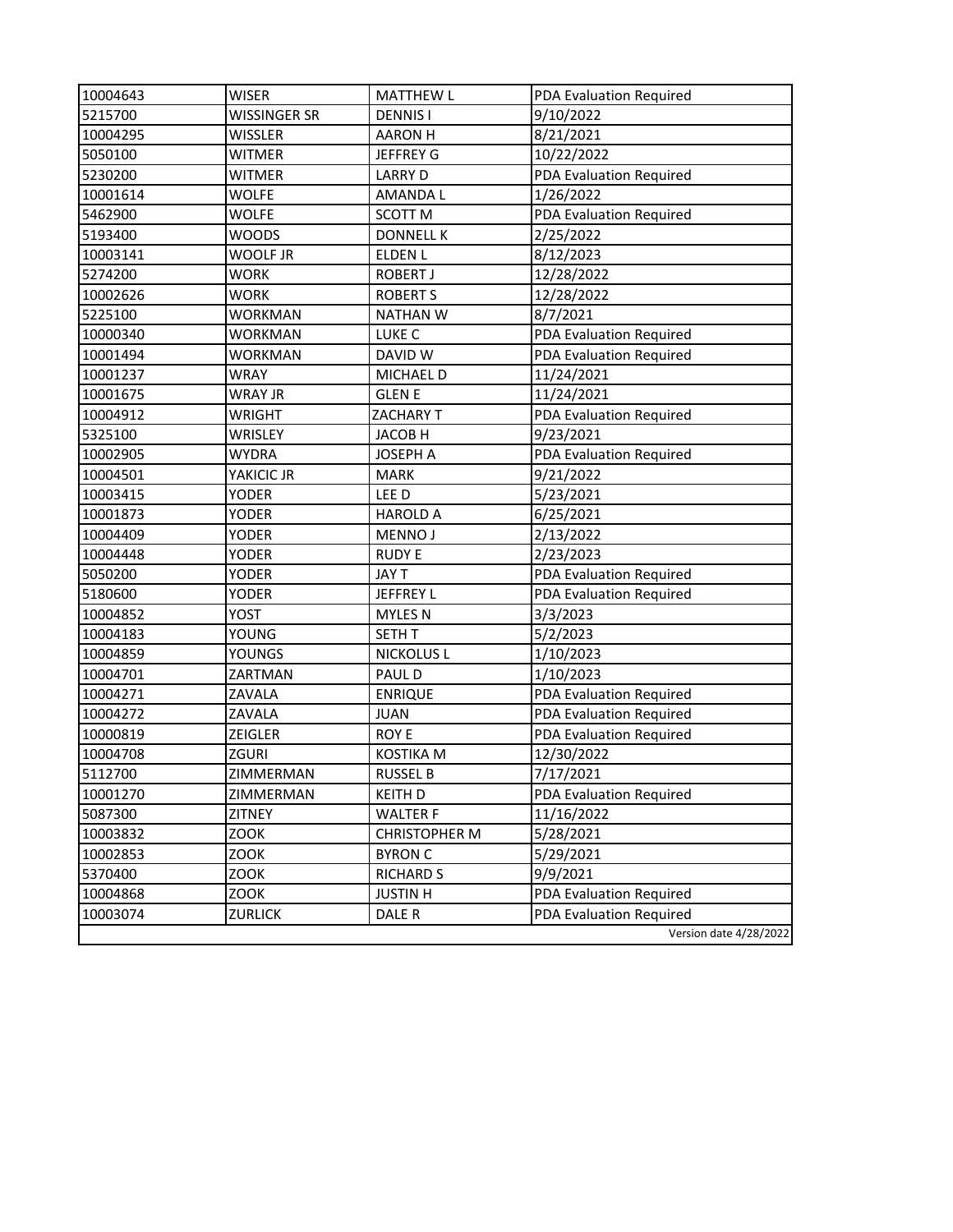| | | | |
|---|---|---|---|
| 10004643 | WISER | MATTHEW L | PDA Evaluation Required |
| 5215700 | WISSINGER SR | DENNIS I | 9/10/2022 |
| 10004295 | WISSLER | AARON H | 8/21/2021 |
| 5050100 | WITMER | JEFFREY G | 10/22/2022 |
| 5230200 | WITMER | LARRY D | PDA Evaluation Required |
| 10001614 | WOLFE | AMANDA L | 1/26/2022 |
| 5462900 | WOLFE | SCOTT M | PDA Evaluation Required |
| 5193400 | WOODS | DONNELL K | 2/25/2022 |
| 10003141 | WOOLF JR | ELDEN L | 8/12/2023 |
| 5274200 | WORK | ROBERT J | 12/28/2022 |
| 10002626 | WORK | ROBERT S | 12/28/2022 |
| 5225100 | WORKMAN | NATHAN W | 8/7/2021 |
| 10000340 | WORKMAN | LUKE C | PDA Evaluation Required |
| 10001494 | WORKMAN | DAVID W | PDA Evaluation Required |
| 10001237 | WRAY | MICHAEL D | 11/24/2021 |
| 10001675 | WRAY JR | GLEN E | 11/24/2021 |
| 10004912 | WRIGHT | ZACHARY T | PDA Evaluation Required |
| 5325100 | WRISLEY | JACOB H | 9/23/2021 |
| 10002905 | WYDRA | JOSEPH A | PDA Evaluation Required |
| 10004501 | YAKICIC JR | MARK | 9/21/2022 |
| 10003415 | YODER | LEE D | 5/23/2021 |
| 10001873 | YODER | HAROLD A | 6/25/2021 |
| 10004409 | YODER | MENNO J | 2/13/2022 |
| 10004448 | YODER | RUDY E | 2/23/2023 |
| 5050200 | YODER | JAY T | PDA Evaluation Required |
| 5180600 | YODER | JEFFREY L | PDA Evaluation Required |
| 10004852 | YOST | MYLES N | 3/3/2023 |
| 10004183 | YOUNG | SETH T | 5/2/2023 |
| 10004859 | YOUNGS | NICKOLUS L | 1/10/2023 |
| 10004701 | ZARTMAN | PAUL D | 1/10/2023 |
| 10004271 | ZAVALA | ENRIQUE | PDA Evaluation Required |
| 10004272 | ZAVALA | JUAN | PDA Evaluation Required |
| 10000819 | ZEIGLER | ROY E | PDA Evaluation Required |
| 10004708 | ZGURI | KOSTIKA M | 12/30/2022 |
| 5112700 | ZIMMERMAN | RUSSEL B | 7/17/2021 |
| 10001270 | ZIMMERMAN | KEITH D | PDA Evaluation Required |
| 5087300 | ZITNEY | WALTER F | 11/16/2022 |
| 10003832 | ZOOK | CHRISTOPHER M | 5/28/2021 |
| 10002853 | ZOOK | BYRON C | 5/29/2021 |
| 5370400 | ZOOK | RICHARD S | 9/9/2021 |
| 10004868 | ZOOK | JUSTIN H | PDA Evaluation Required |
| 10003074 | ZURLICK | DALE R | PDA Evaluation Required |

Version date 4/28/2022